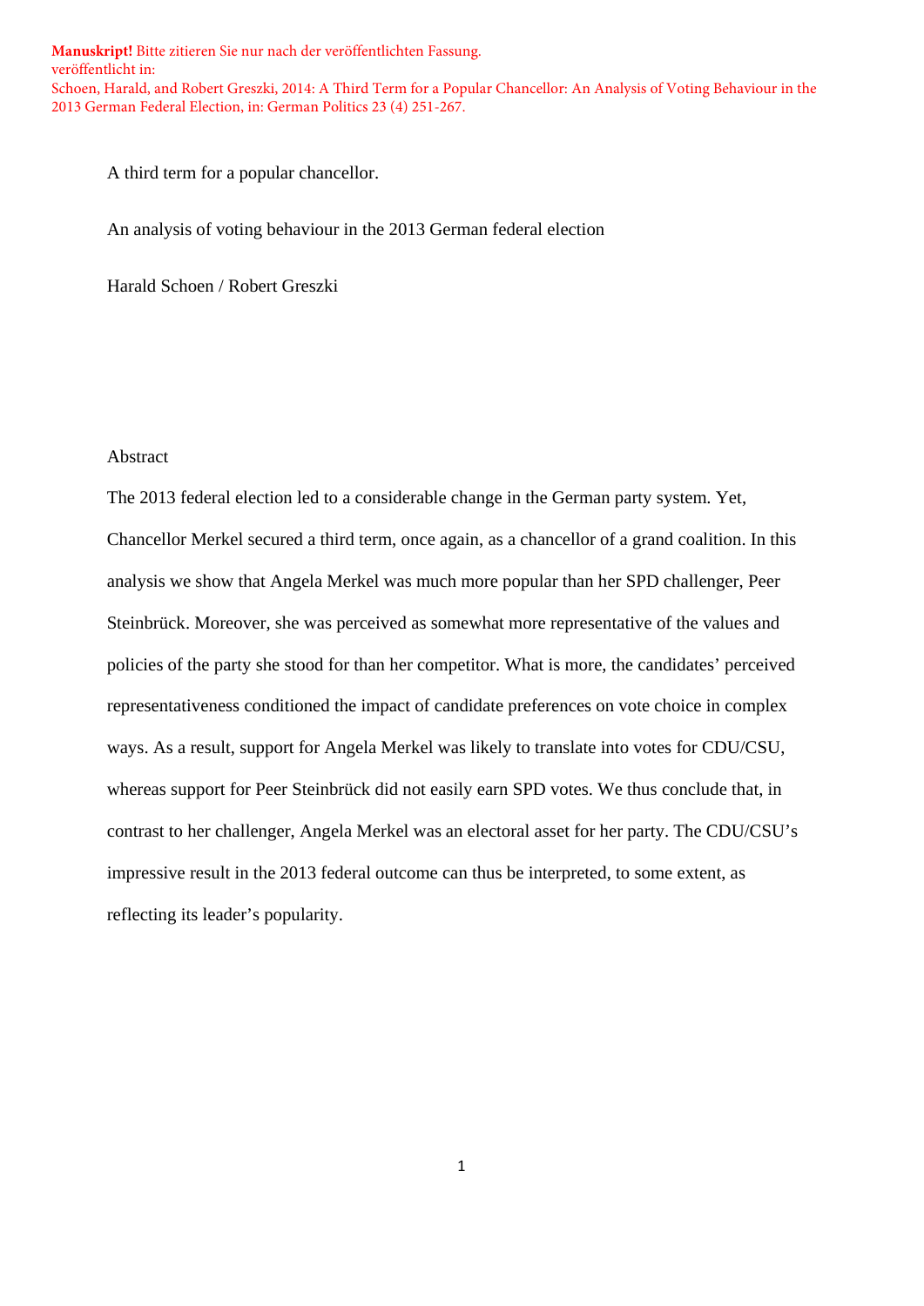**Manuskript!** Bitte zitieren Sie nur nach der veröffentlichten Fassung.
veröffentlicht in:
Schoen, Harald, and Robert Greszki, 2014: A Third Term for a Popular Chancellor: An Analysis of Voting Behaviour in the 2013 German Federal Election, in: German Politics 23 (4) 251-267.

# A third term for a popular chancellor.

## An analysis of voting behaviour in the 2013 German federal election

Harald Schoen / Robert Greszki

### Abstract

The 2013 federal election led to a considerable change in the German party system. Yet, Chancellor Merkel secured a third term, once again, as a chancellor of a grand coalition. In this analysis we show that Angela Merkel was much more popular than her SPD challenger, Peer Steinbrück. Moreover, she was perceived as somewhat more representative of the values and policies of the party she stood for than her competitor. What is more, the candidates' perceived representativeness conditioned the impact of candidate preferences on vote choice in complex ways. As a result, support for Angela Merkel was likely to translate into votes for CDU/CSU, whereas support for Peer Steinbrück did not easily earn SPD votes. We thus conclude that, in contrast to her challenger, Angela Merkel was an electoral asset for her party. The CDU/CSU's impressive result in the 2013 federal outcome can thus be interpreted, to some extent, as reflecting its leader's popularity.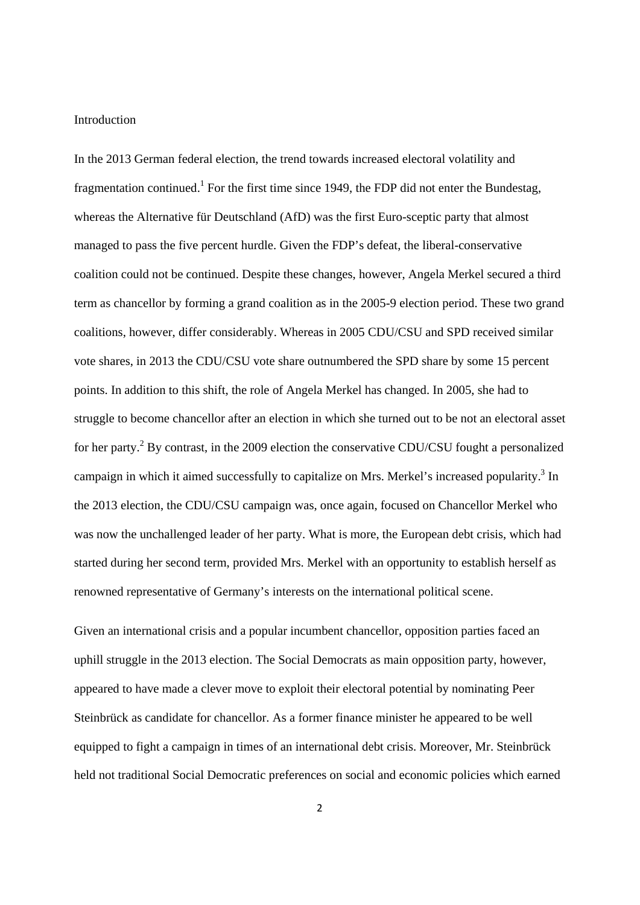## Introduction

In the 2013 German federal election, the trend towards increased electoral volatility and fragmentation continued.[1] For the first time since 1949, the FDP did not enter the Bundestag, whereas the Alternative für Deutschland (AfD) was the first Euro-sceptic party that almost managed to pass the five percent hurdle. Given the FDP's defeat, the liberal-conservative coalition could not be continued. Despite these changes, however, Angela Merkel secured a third term as chancellor by forming a grand coalition as in the 2005-9 election period. These two grand coalitions, however, differ considerably. Whereas in 2005 CDU/CSU and SPD received similar vote shares, in 2013 the CDU/CSU vote share outnumbered the SPD share by some 15 percent points. In addition to this shift, the role of Angela Merkel has changed. In 2005, she had to struggle to become chancellor after an election in which she turned out to be not an electoral asset for her party.[2] By contrast, in the 2009 election the conservative CDU/CSU fought a personalized campaign in which it aimed successfully to capitalize on Mrs. Merkel's increased popularity.[3] In the 2013 election, the CDU/CSU campaign was, once again, focused on Chancellor Merkel who was now the unchallenged leader of her party. What is more, the European debt crisis, which had started during her second term, provided Mrs. Merkel with an opportunity to establish herself as renowned representative of Germany's interests on the international political scene.

Given an international crisis and a popular incumbent chancellor, opposition parties faced an uphill struggle in the 2013 election. The Social Democrats as main opposition party, however, appeared to have made a clever move to exploit their electoral potential by nominating Peer Steinbrück as candidate for chancellor. As a former finance minister he appeared to be well equipped to fight a campaign in times of an international debt crisis. Moreover, Mr. Steinbrück held not traditional Social Democratic preferences on social and economic policies which earned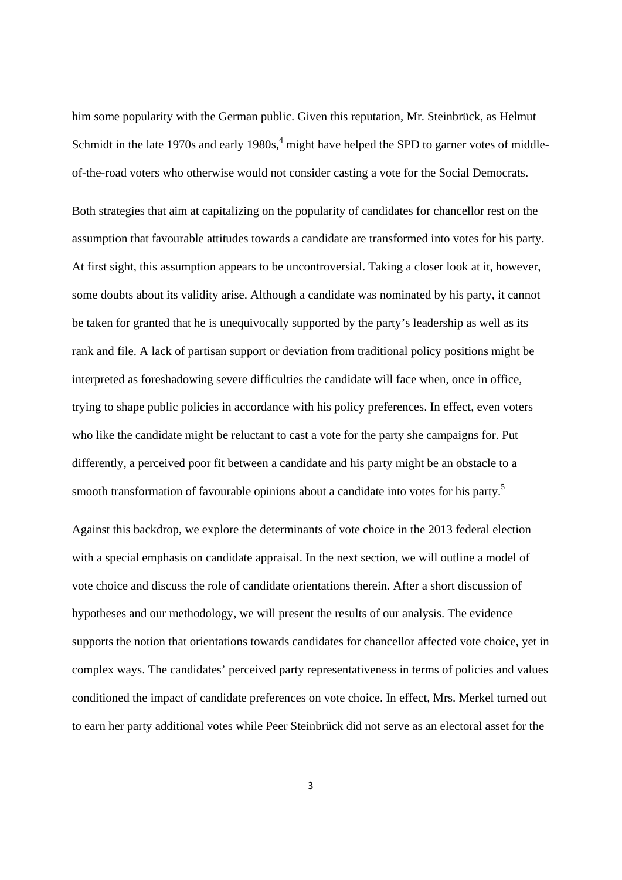him some popularity with the German public. Given this reputation, Mr. Steinbrück, as Helmut Schmidt in the late 1970s and early 1980s,[4] might have helped the SPD to garner votes of middle-of-the-road voters who otherwise would not consider casting a vote for the Social Democrats.

Both strategies that aim at capitalizing on the popularity of candidates for chancellor rest on the assumption that favourable attitudes towards a candidate are transformed into votes for his party. At first sight, this assumption appears to be uncontroversial. Taking a closer look at it, however, some doubts about its validity arise. Although a candidate was nominated by his party, it cannot be taken for granted that he is unequivocally supported by the party's leadership as well as its rank and file. A lack of partisan support or deviation from traditional policy positions might be interpreted as foreshadowing severe difficulties the candidate will face when, once in office, trying to shape public policies in accordance with his policy preferences. In effect, even voters who like the candidate might be reluctant to cast a vote for the party she campaigns for. Put differently, a perceived poor fit between a candidate and his party might be an obstacle to a smooth transformation of favourable opinions about a candidate into votes for his party.[5]

Against this backdrop, we explore the determinants of vote choice in the 2013 federal election with a special emphasis on candidate appraisal. In the next section, we will outline a model of vote choice and discuss the role of candidate orientations therein. After a short discussion of hypotheses and our methodology, we will present the results of our analysis. The evidence supports the notion that orientations towards candidates for chancellor affected vote choice, yet in complex ways. The candidates' perceived party representativeness in terms of policies and values conditioned the impact of candidate preferences on vote choice. In effect, Mrs. Merkel turned out to earn her party additional votes while Peer Steinbrück did not serve as an electoral asset for the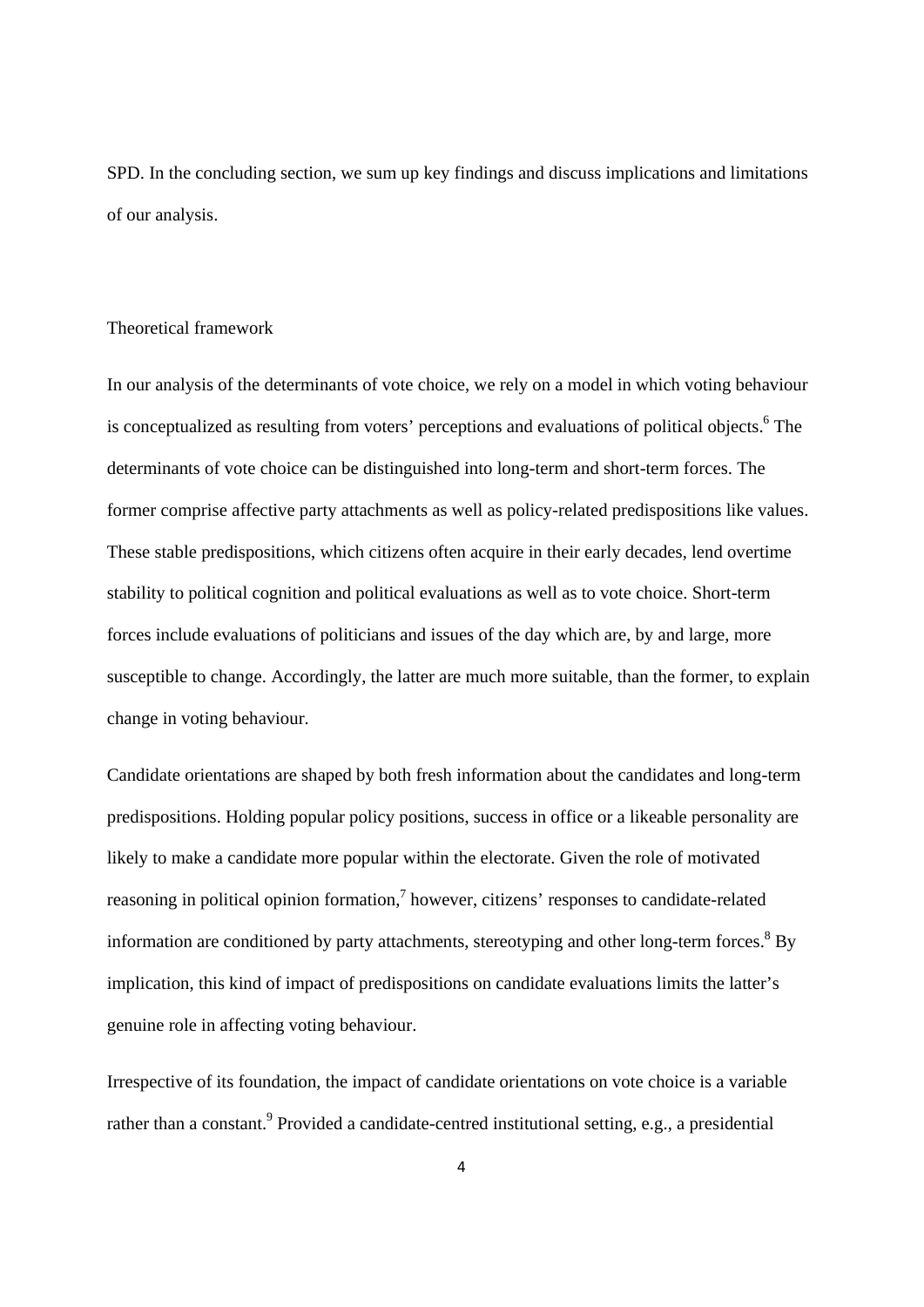SPD. In the concluding section, we sum up key findings and discuss implications and limitations of our analysis.

## Theoretical framework

In our analysis of the determinants of vote choice, we rely on a model in which voting behaviour is conceptualized as resulting from voters' perceptions and evaluations of political objects.[6] The determinants of vote choice can be distinguished into long-term and short-term forces. The former comprise affective party attachments as well as policy-related predispositions like values. These stable predispositions, which citizens often acquire in their early decades, lend overtime stability to political cognition and political evaluations as well as to vote choice. Short-term forces include evaluations of politicians and issues of the day which are, by and large, more susceptible to change. Accordingly, the latter are much more suitable, than the former, to explain change in voting behaviour.

Candidate orientations are shaped by both fresh information about the candidates and long-term predispositions. Holding popular policy positions, success in office or a likeable personality are likely to make a candidate more popular within the electorate. Given the role of motivated reasoning in political opinion formation,[7] however, citizens' responses to candidate-related information are conditioned by party attachments, stereotyping and other long-term forces.[8] By implication, this kind of impact of predispositions on candidate evaluations limits the latter's genuine role in affecting voting behaviour.

Irrespective of its foundation, the impact of candidate orientations on vote choice is a variable rather than a constant.[9] Provided a candidate-centred institutional setting, e.g., a presidential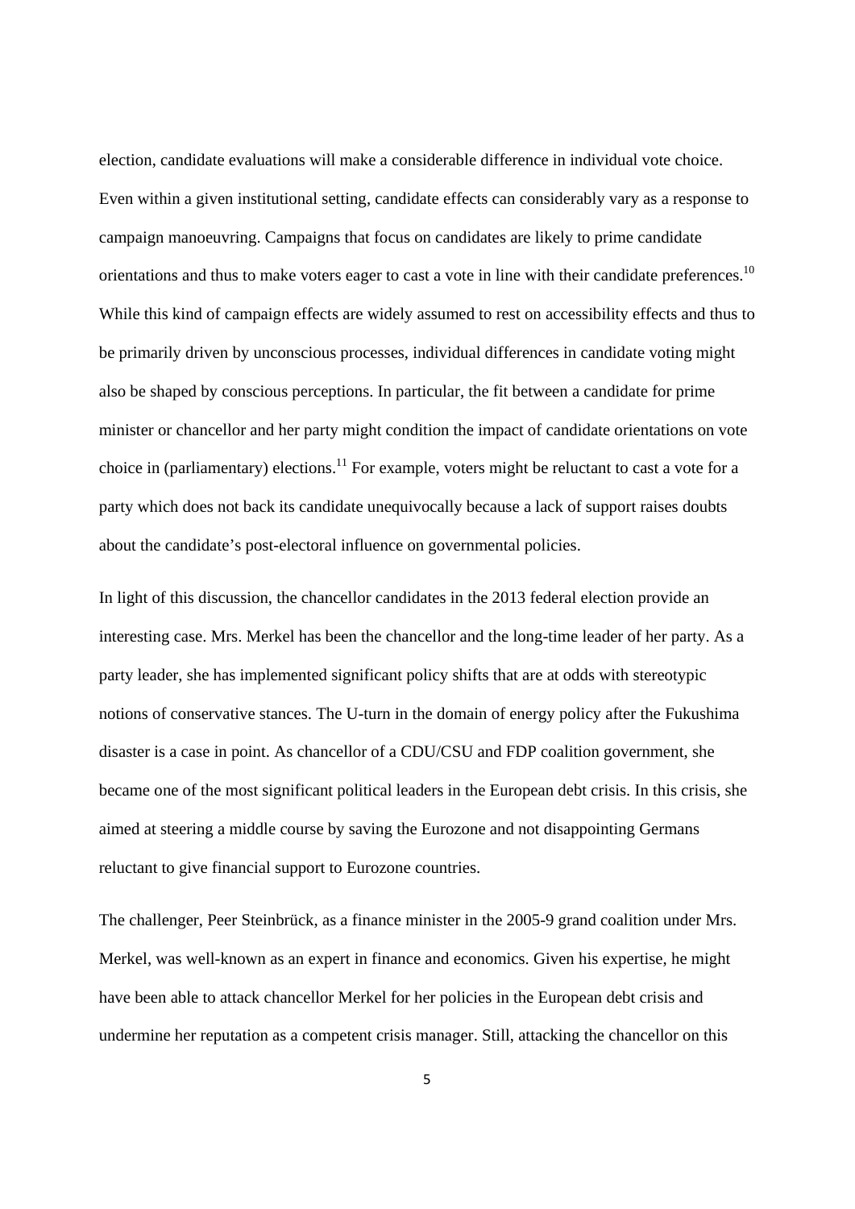election, candidate evaluations will make a considerable difference in individual vote choice. Even within a given institutional setting, candidate effects can considerably vary as a response to campaign manoeuvring. Campaigns that focus on candidates are likely to prime candidate orientations and thus to make voters eager to cast a vote in line with their candidate preferences.[10] While this kind of campaign effects are widely assumed to rest on accessibility effects and thus to be primarily driven by unconscious processes, individual differences in candidate voting might also be shaped by conscious perceptions. In particular, the fit between a candidate for prime minister or chancellor and her party might condition the impact of candidate orientations on vote choice in (parliamentary) elections.[11] For example, voters might be reluctant to cast a vote for a party which does not back its candidate unequivocally because a lack of support raises doubts about the candidate's post-electoral influence on governmental policies.

In light of this discussion, the chancellor candidates in the 2013 federal election provide an interesting case. Mrs. Merkel has been the chancellor and the long-time leader of her party. As a party leader, she has implemented significant policy shifts that are at odds with stereotypic notions of conservative stances. The U-turn in the domain of energy policy after the Fukushima disaster is a case in point. As chancellor of a CDU/CSU and FDP coalition government, she became one of the most significant political leaders in the European debt crisis. In this crisis, she aimed at steering a middle course by saving the Eurozone and not disappointing Germans reluctant to give financial support to Eurozone countries.

The challenger, Peer Steinbrück, as a finance minister in the 2005-9 grand coalition under Mrs. Merkel, was well-known as an expert in finance and economics. Given his expertise, he might have been able to attack chancellor Merkel for her policies in the European debt crisis and undermine her reputation as a competent crisis manager. Still, attacking the chancellor on this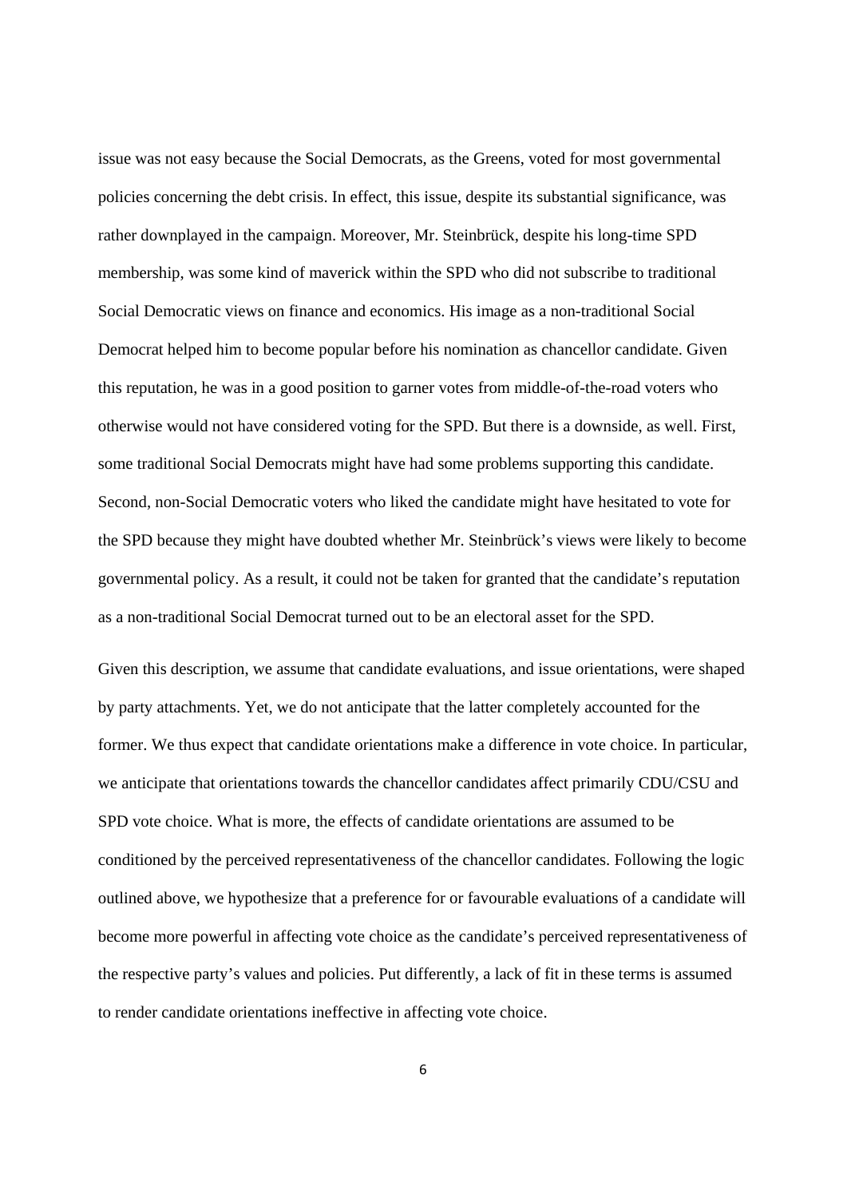issue was not easy because the Social Democrats, as the Greens, voted for most governmental policies concerning the debt crisis. In effect, this issue, despite its substantial significance, was rather downplayed in the campaign. Moreover, Mr. Steinbrück, despite his long-time SPD membership, was some kind of maverick within the SPD who did not subscribe to traditional Social Democratic views on finance and economics. His image as a non-traditional Social Democrat helped him to become popular before his nomination as chancellor candidate. Given this reputation, he was in a good position to garner votes from middle-of-the-road voters who otherwise would not have considered voting for the SPD. But there is a downside, as well. First, some traditional Social Democrats might have had some problems supporting this candidate. Second, non-Social Democratic voters who liked the candidate might have hesitated to vote for the SPD because they might have doubted whether Mr. Steinbrück's views were likely to become governmental policy. As a result, it could not be taken for granted that the candidate's reputation as a non-traditional Social Democrat turned out to be an electoral asset for the SPD.

Given this description, we assume that candidate evaluations, and issue orientations, were shaped by party attachments. Yet, we do not anticipate that the latter completely accounted for the former. We thus expect that candidate orientations make a difference in vote choice. In particular, we anticipate that orientations towards the chancellor candidates affect primarily CDU/CSU and SPD vote choice. What is more, the effects of candidate orientations are assumed to be conditioned by the perceived representativeness of the chancellor candidates. Following the logic outlined above, we hypothesize that a preference for or favourable evaluations of a candidate will become more powerful in affecting vote choice as the candidate's perceived representativeness of the respective party's values and policies. Put differently, a lack of fit in these terms is assumed to render candidate orientations ineffective in affecting vote choice.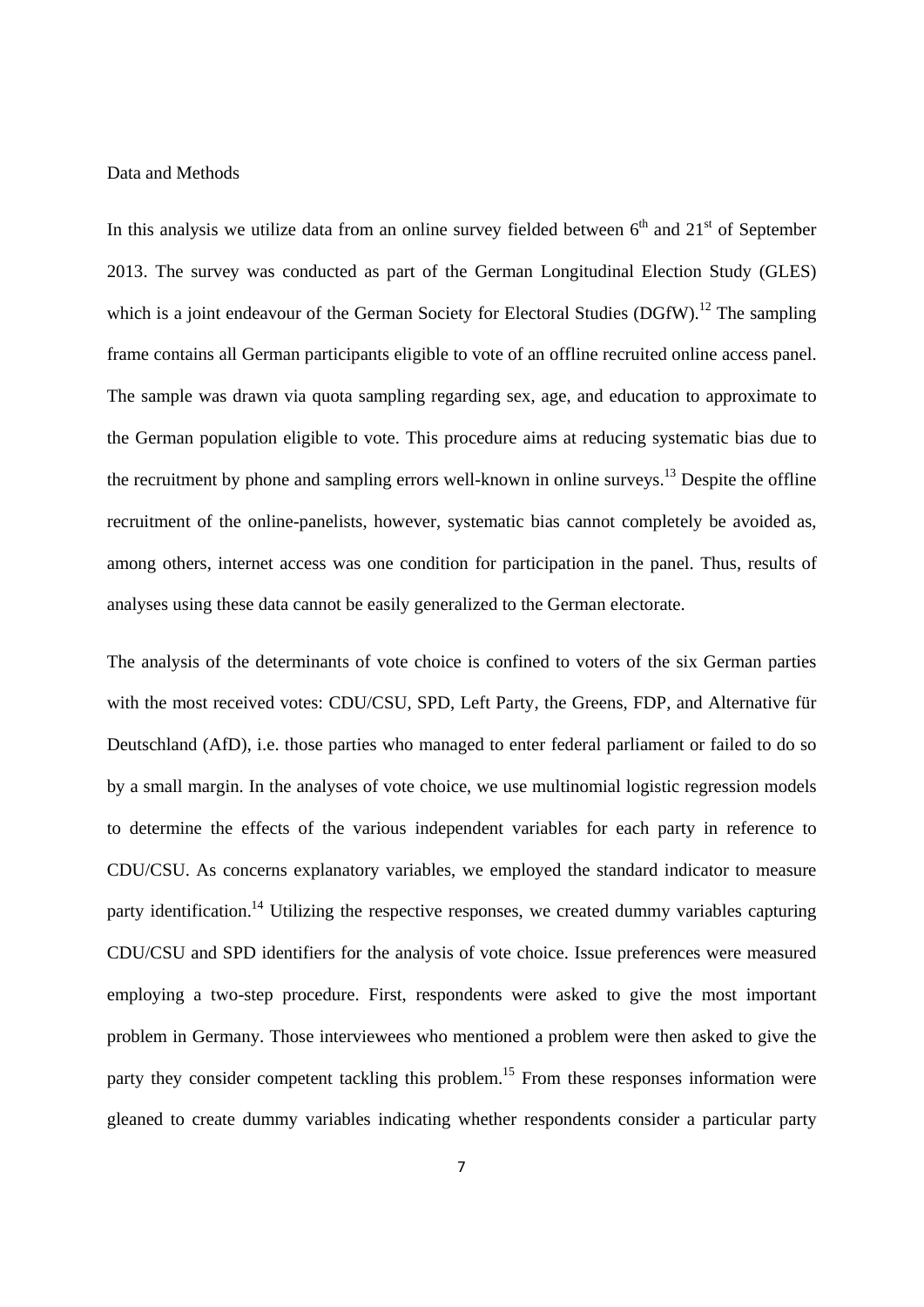## Data and Methods

In this analysis we utilize data from an online survey fielded between 6th and 21st of September 2013. The survey was conducted as part of the German Longitudinal Election Study (GLES) which is a joint endeavour of the German Society for Electoral Studies (DGfW).[12] The sampling frame contains all German participants eligible to vote of an offline recruited online access panel. The sample was drawn via quota sampling regarding sex, age, and education to approximate to the German population eligible to vote. This procedure aims at reducing systematic bias due to the recruitment by phone and sampling errors well-known in online surveys.[13] Despite the offline recruitment of the online-panelists, however, systematic bias cannot completely be avoided as, among others, internet access was one condition for participation in the panel. Thus, results of analyses using these data cannot be easily generalized to the German electorate.

The analysis of the determinants of vote choice is confined to voters of the six German parties with the most received votes: CDU/CSU, SPD, Left Party, the Greens, FDP, and Alternative für Deutschland (AfD), i.e. those parties who managed to enter federal parliament or failed to do so by a small margin. In the analyses of vote choice, we use multinomial logistic regression models to determine the effects of the various independent variables for each party in reference to CDU/CSU. As concerns explanatory variables, we employed the standard indicator to measure party identification.[14] Utilizing the respective responses, we created dummy variables capturing CDU/CSU and SPD identifiers for the analysis of vote choice. Issue preferences were measured employing a two-step procedure. First, respondents were asked to give the most important problem in Germany. Those interviewees who mentioned a problem were then asked to give the party they consider competent tackling this problem.[15] From these responses information were gleaned to create dummy variables indicating whether respondents consider a particular party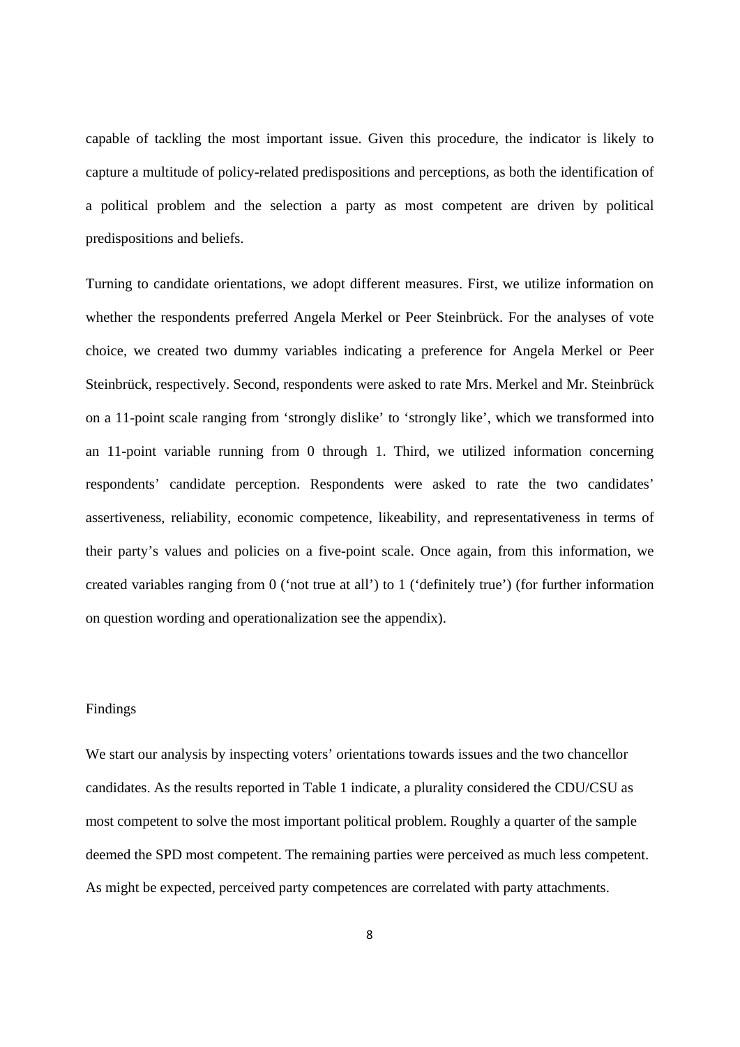capable of tackling the most important issue. Given this procedure, the indicator is likely to capture a multitude of policy-related predispositions and perceptions, as both the identification of a political problem and the selection a party as most competent are driven by political predispositions and beliefs.

Turning to candidate orientations, we adopt different measures. First, we utilize information on whether the respondents preferred Angela Merkel or Peer Steinbrück. For the analyses of vote choice, we created two dummy variables indicating a preference for Angela Merkel or Peer Steinbrück, respectively. Second, respondents were asked to rate Mrs. Merkel and Mr. Steinbrück on a 11-point scale ranging from 'strongly dislike' to 'strongly like', which we transformed into an 11-point variable running from 0 through 1. Third, we utilized information concerning respondents' candidate perception. Respondents were asked to rate the two candidates' assertiveness, reliability, economic competence, likeability, and representativeness in terms of their party's values and policies on a five-point scale. Once again, from this information, we created variables ranging from 0 ('not true at all') to 1 ('definitely true') (for further information on question wording and operationalization see the appendix).

## Findings

We start our analysis by inspecting voters' orientations towards issues and the two chancellor candidates. As the results reported in Table 1 indicate, a plurality considered the CDU/CSU as most competent to solve the most important political problem. Roughly a quarter of the sample deemed the SPD most competent. The remaining parties were perceived as much less competent. As might be expected, perceived party competences are correlated with party attachments.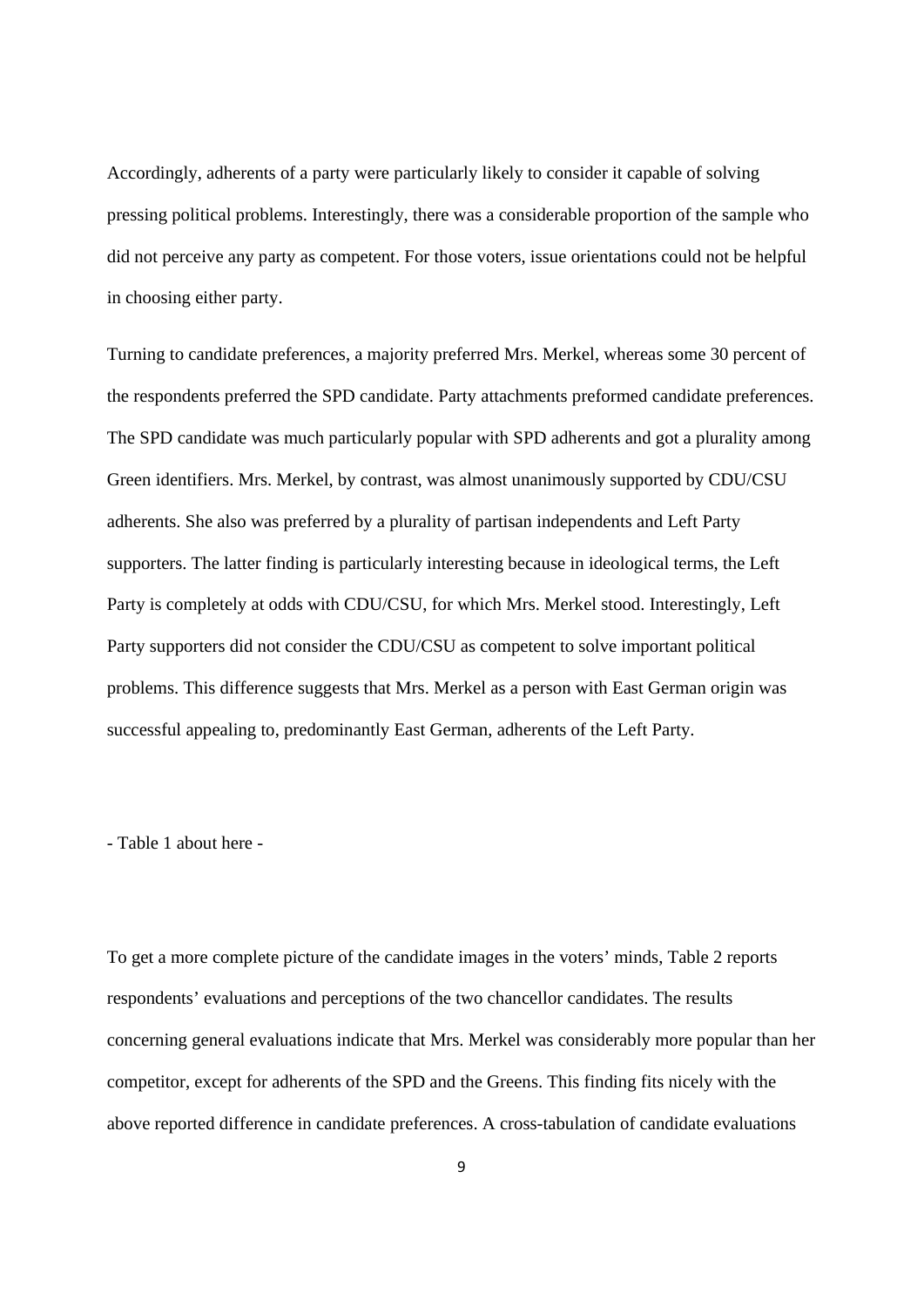Accordingly, adherents of a party were particularly likely to consider it capable of solving pressing political problems. Interestingly, there was a considerable proportion of the sample who did not perceive any party as competent. For those voters, issue orientations could not be helpful in choosing either party.

Turning to candidate preferences, a majority preferred Mrs. Merkel, whereas some 30 percent of the respondents preferred the SPD candidate. Party attachments preformed candidate preferences. The SPD candidate was much particularly popular with SPD adherents and got a plurality among Green identifiers. Mrs. Merkel, by contrast, was almost unanimously supported by CDU/CSU adherents. She also was preferred by a plurality of partisan independents and Left Party supporters. The latter finding is particularly interesting because in ideological terms, the Left Party is completely at odds with CDU/CSU, for which Mrs. Merkel stood. Interestingly, Left Party supporters did not consider the CDU/CSU as competent to solve important political problems. This difference suggests that Mrs. Merkel as a person with East German origin was successful appealing to, predominantly East German, adherents of the Left Party.

- Table 1 about here -

To get a more complete picture of the candidate images in the voters' minds, Table 2 reports respondents' evaluations and perceptions of the two chancellor candidates. The results concerning general evaluations indicate that Mrs. Merkel was considerably more popular than her competitor, except for adherents of the SPD and the Greens. This finding fits nicely with the above reported difference in candidate preferences. A cross-tabulation of candidate evaluations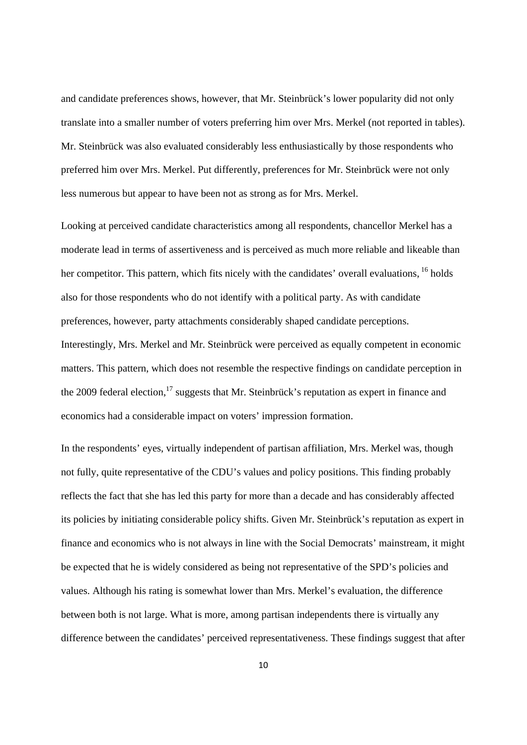and candidate preferences shows, however, that Mr. Steinbrück's lower popularity did not only translate into a smaller number of voters preferring him over Mrs. Merkel (not reported in tables). Mr. Steinbrück was also evaluated considerably less enthusiastically by those respondents who preferred him over Mrs. Merkel. Put differently, preferences for Mr. Steinbrück were not only less numerous but appear to have been not as strong as for Mrs. Merkel.

Looking at perceived candidate characteristics among all respondents, chancellor Merkel has a moderate lead in terms of assertiveness and is perceived as much more reliable and likeable than her competitor. This pattern, which fits nicely with the candidates' overall evaluations, [16] holds also for those respondents who do not identify with a political party. As with candidate preferences, however, party attachments considerably shaped candidate perceptions. Interestingly, Mrs. Merkel and Mr. Steinbrück were perceived as equally competent in economic matters. This pattern, which does not resemble the respective findings on candidate perception in the 2009 federal election,[17] suggests that Mr. Steinbrück's reputation as expert in finance and economics had a considerable impact on voters' impression formation.

In the respondents' eyes, virtually independent of partisan affiliation, Mrs. Merkel was, though not fully, quite representative of the CDU's values and policy positions. This finding probably reflects the fact that she has led this party for more than a decade and has considerably affected its policies by initiating considerable policy shifts. Given Mr. Steinbrück's reputation as expert in finance and economics who is not always in line with the Social Democrats' mainstream, it might be expected that he is widely considered as being not representative of the SPD's policies and values. Although his rating is somewhat lower than Mrs. Merkel's evaluation, the difference between both is not large. What is more, among partisan independents there is virtually any difference between the candidates' perceived representativeness. These findings suggest that after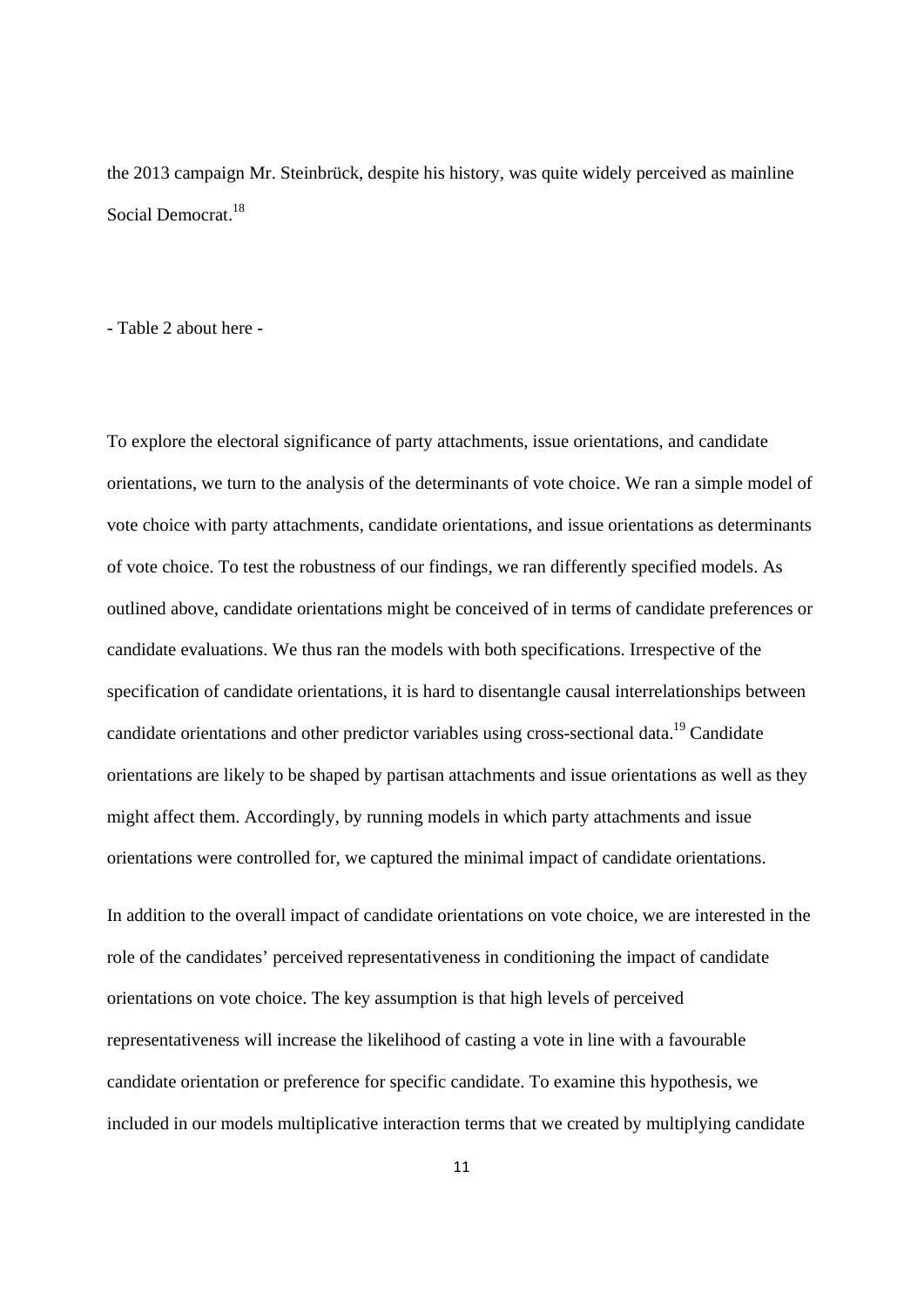the 2013 campaign Mr. Steinbrück, despite his history, was quite widely perceived as mainline Social Democrat.[18]

- Table 2 about here -

To explore the electoral significance of party attachments, issue orientations, and candidate orientations, we turn to the analysis of the determinants of vote choice. We ran a simple model of vote choice with party attachments, candidate orientations, and issue orientations as determinants of vote choice. To test the robustness of our findings, we ran differently specified models. As outlined above, candidate orientations might be conceived of in terms of candidate preferences or candidate evaluations. We thus ran the models with both specifications. Irrespective of the specification of candidate orientations, it is hard to disentangle causal interrelationships between candidate orientations and other predictor variables using cross-sectional data.[19] Candidate orientations are likely to be shaped by partisan attachments and issue orientations as well as they might affect them. Accordingly, by running models in which party attachments and issue orientations were controlled for, we captured the minimal impact of candidate orientations.

In addition to the overall impact of candidate orientations on vote choice, we are interested in the role of the candidates' perceived representativeness in conditioning the impact of candidate orientations on vote choice. The key assumption is that high levels of perceived representativeness will increase the likelihood of casting a vote in line with a favourable candidate orientation or preference for specific candidate. To examine this hypothesis, we included in our models multiplicative interaction terms that we created by multiplying candidate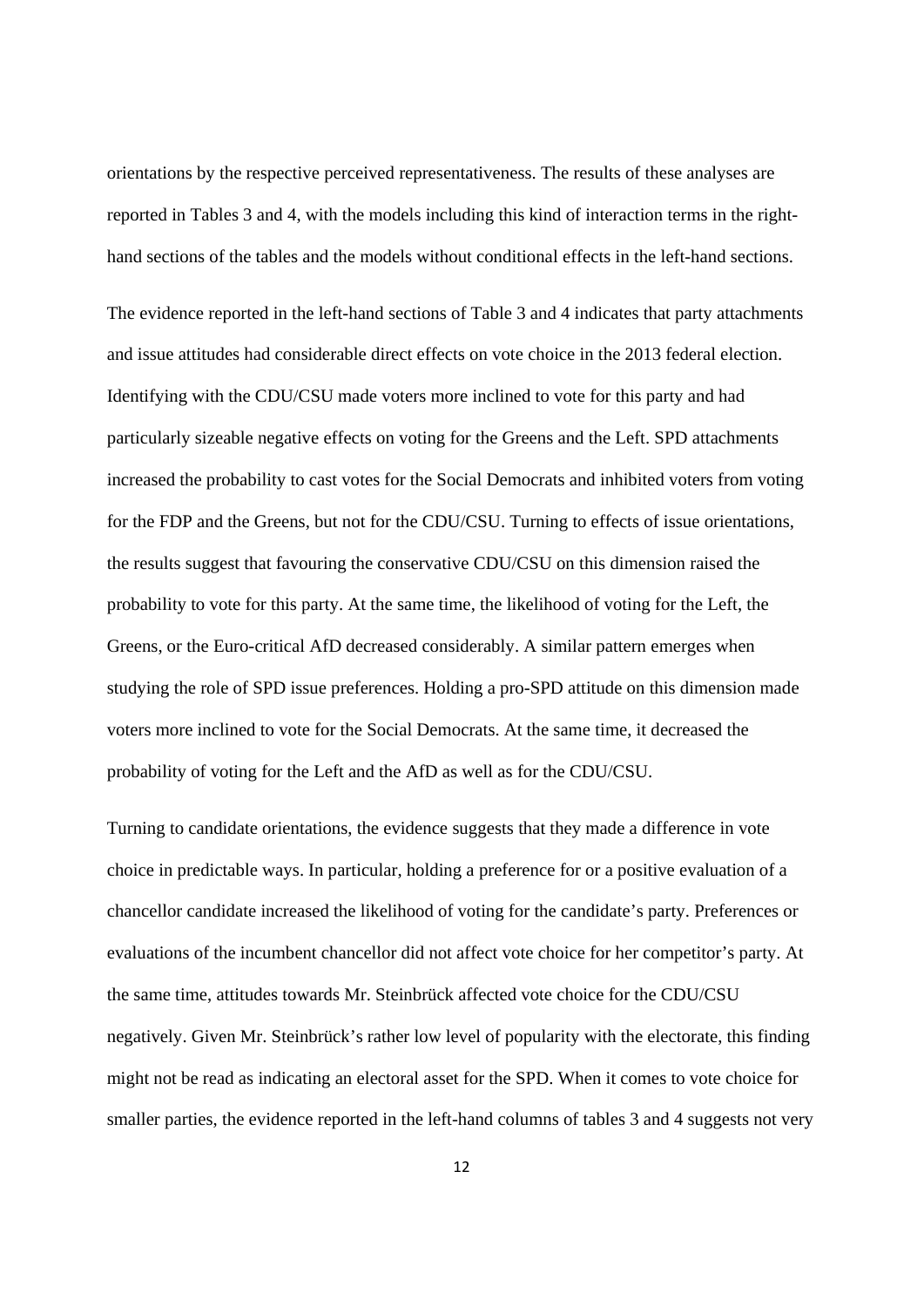orientations by the respective perceived representativeness. The results of these analyses are reported in Tables 3 and 4, with the models including this kind of interaction terms in the right-hand sections of the tables and the models without conditional effects in the left-hand sections.

The evidence reported in the left-hand sections of Table 3 and 4 indicates that party attachments and issue attitudes had considerable direct effects on vote choice in the 2013 federal election. Identifying with the CDU/CSU made voters more inclined to vote for this party and had particularly sizeable negative effects on voting for the Greens and the Left. SPD attachments increased the probability to cast votes for the Social Democrats and inhibited voters from voting for the FDP and the Greens, but not for the CDU/CSU. Turning to effects of issue orientations, the results suggest that favouring the conservative CDU/CSU on this dimension raised the probability to vote for this party. At the same time, the likelihood of voting for the Left, the Greens, or the Euro-critical AfD decreased considerably. A similar pattern emerges when studying the role of SPD issue preferences. Holding a pro-SPD attitude on this dimension made voters more inclined to vote for the Social Democrats. At the same time, it decreased the probability of voting for the Left and the AfD as well as for the CDU/CSU.

Turning to candidate orientations, the evidence suggests that they made a difference in vote choice in predictable ways. In particular, holding a preference for or a positive evaluation of a chancellor candidate increased the likelihood of voting for the candidate's party. Preferences or evaluations of the incumbent chancellor did not affect vote choice for her competitor's party. At the same time, attitudes towards Mr. Steinbrück affected vote choice for the CDU/CSU negatively. Given Mr. Steinbrück's rather low level of popularity with the electorate, this finding might not be read as indicating an electoral asset for the SPD. When it comes to vote choice for smaller parties, the evidence reported in the left-hand columns of tables 3 and 4 suggests not very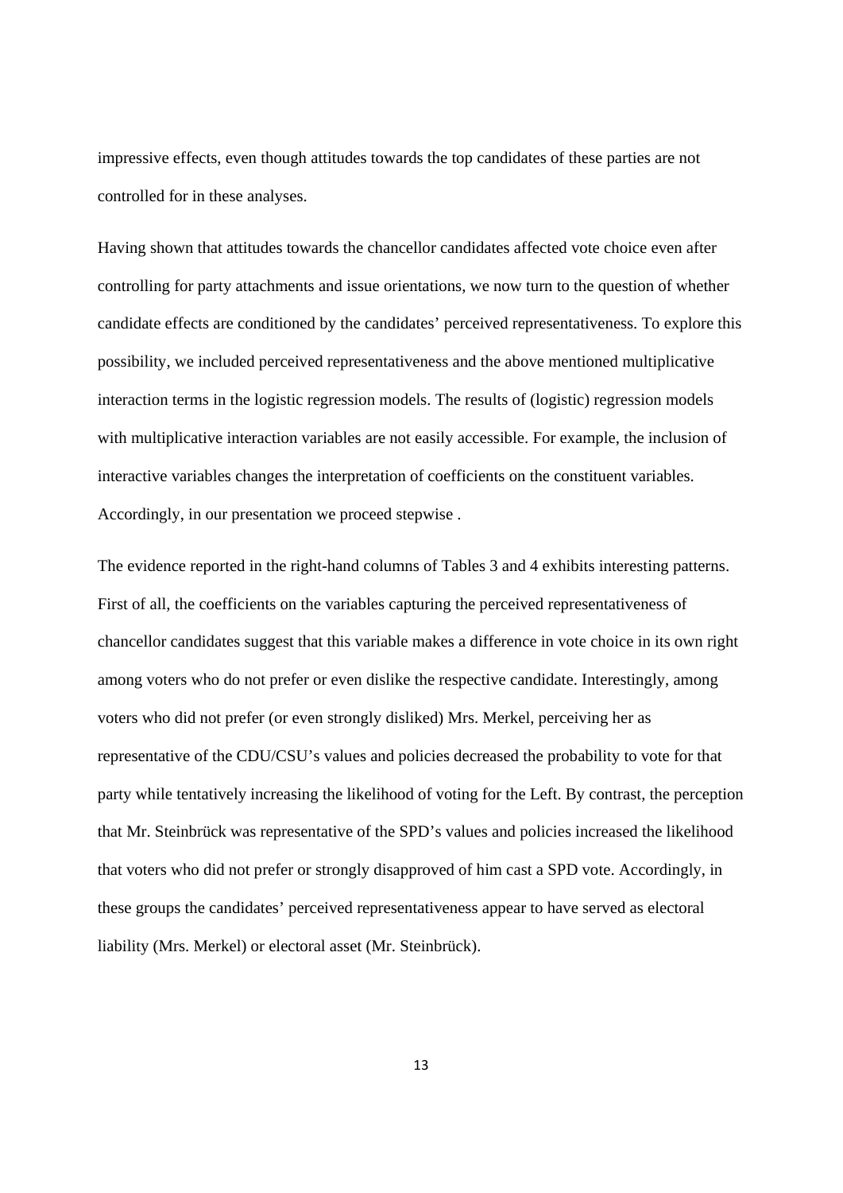impressive effects, even though attitudes towards the top candidates of these parties are not controlled for in these analyses.

Having shown that attitudes towards the chancellor candidates affected vote choice even after controlling for party attachments and issue orientations, we now turn to the question of whether candidate effects are conditioned by the candidates' perceived representativeness. To explore this possibility, we included perceived representativeness and the above mentioned multiplicative interaction terms in the logistic regression models. The results of (logistic) regression models with multiplicative interaction variables are not easily accessible. For example, the inclusion of interactive variables changes the interpretation of coefficients on the constituent variables. Accordingly, in our presentation we proceed stepwise .

The evidence reported in the right-hand columns of Tables 3 and 4 exhibits interesting patterns. First of all, the coefficients on the variables capturing the perceived representativeness of chancellor candidates suggest that this variable makes a difference in vote choice in its own right among voters who do not prefer or even dislike the respective candidate. Interestingly, among voters who did not prefer (or even strongly disliked) Mrs. Merkel, perceiving her as representative of the CDU/CSU's values and policies decreased the probability to vote for that party while tentatively increasing the likelihood of voting for the Left. By contrast, the perception that Mr. Steinbrück was representative of the SPD's values and policies increased the likelihood that voters who did not prefer or strongly disapproved of him cast a SPD vote. Accordingly, in these groups the candidates' perceived representativeness appear to have served as electoral liability (Mrs. Merkel) or electoral asset (Mr. Steinbrück).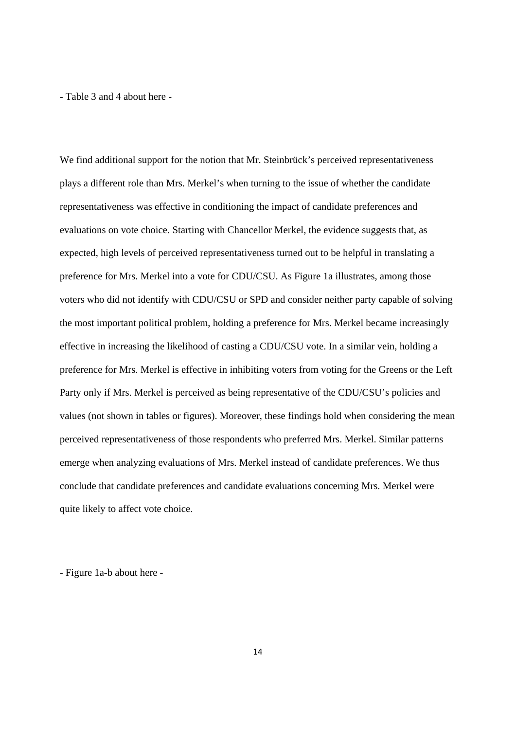- Table 3 and 4 about here -

We find additional support for the notion that Mr. Steinbrück's perceived representativeness plays a different role than Mrs. Merkel's when turning to the issue of whether the candidate representativeness was effective in conditioning the impact of candidate preferences and evaluations on vote choice. Starting with Chancellor Merkel, the evidence suggests that, as expected, high levels of perceived representativeness turned out to be helpful in translating a preference for Mrs. Merkel into a vote for CDU/CSU. As Figure 1a illustrates, among those voters who did not identify with CDU/CSU or SPD and consider neither party capable of solving the most important political problem, holding a preference for Mrs. Merkel became increasingly effective in increasing the likelihood of casting a CDU/CSU vote. In a similar vein, holding a preference for Mrs. Merkel is effective in inhibiting voters from voting for the Greens or the Left Party only if Mrs. Merkel is perceived as being representative of the CDU/CSU's policies and values (not shown in tables or figures). Moreover, these findings hold when considering the mean perceived representativeness of those respondents who preferred Mrs. Merkel. Similar patterns emerge when analyzing evaluations of Mrs. Merkel instead of candidate preferences. We thus conclude that candidate preferences and candidate evaluations concerning Mrs. Merkel were quite likely to affect vote choice.

- Figure 1a-b about here -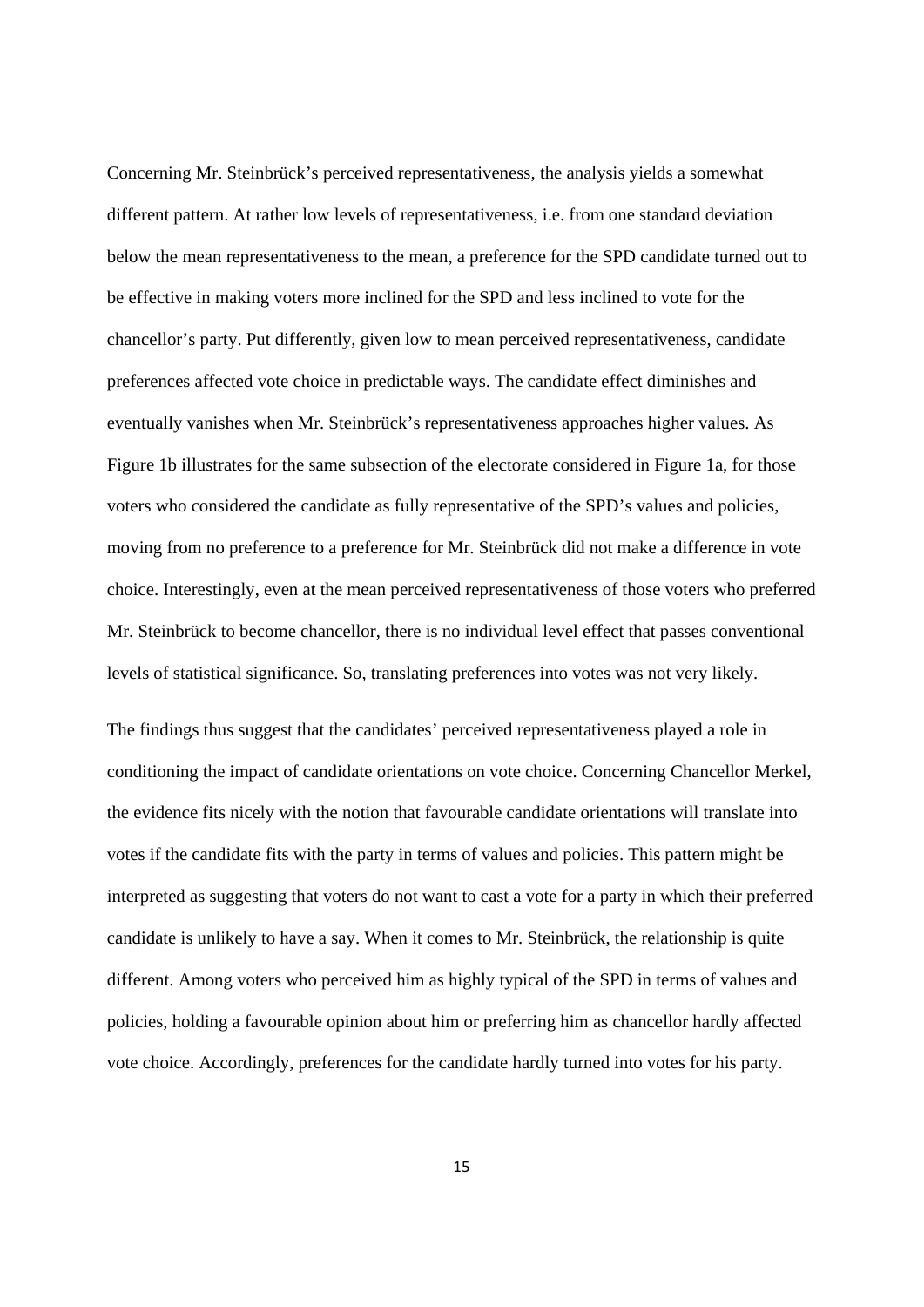Concerning Mr. Steinbrück's perceived representativeness, the analysis yields a somewhat different pattern. At rather low levels of representativeness, i.e. from one standard deviation below the mean representativeness to the mean, a preference for the SPD candidate turned out to be effective in making voters more inclined for the SPD and less inclined to vote for the chancellor's party. Put differently, given low to mean perceived representativeness, candidate preferences affected vote choice in predictable ways. The candidate effect diminishes and eventually vanishes when Mr. Steinbrück's representativeness approaches higher values. As Figure 1b illustrates for the same subsection of the electorate considered in Figure 1a, for those voters who considered the candidate as fully representative of the SPD's values and policies, moving from no preference to a preference for Mr. Steinbrück did not make a difference in vote choice. Interestingly, even at the mean perceived representativeness of those voters who preferred Mr. Steinbrück to become chancellor, there is no individual level effect that passes conventional levels of statistical significance. So, translating preferences into votes was not very likely.

The findings thus suggest that the candidates' perceived representativeness played a role in conditioning the impact of candidate orientations on vote choice. Concerning Chancellor Merkel, the evidence fits nicely with the notion that favourable candidate orientations will translate into votes if the candidate fits with the party in terms of values and policies. This pattern might be interpreted as suggesting that voters do not want to cast a vote for a party in which their preferred candidate is unlikely to have a say. When it comes to Mr. Steinbrück, the relationship is quite different. Among voters who perceived him as highly typical of the SPD in terms of values and policies, holding a favourable opinion about him or preferring him as chancellor hardly affected vote choice. Accordingly, preferences for the candidate hardly turned into votes for his party.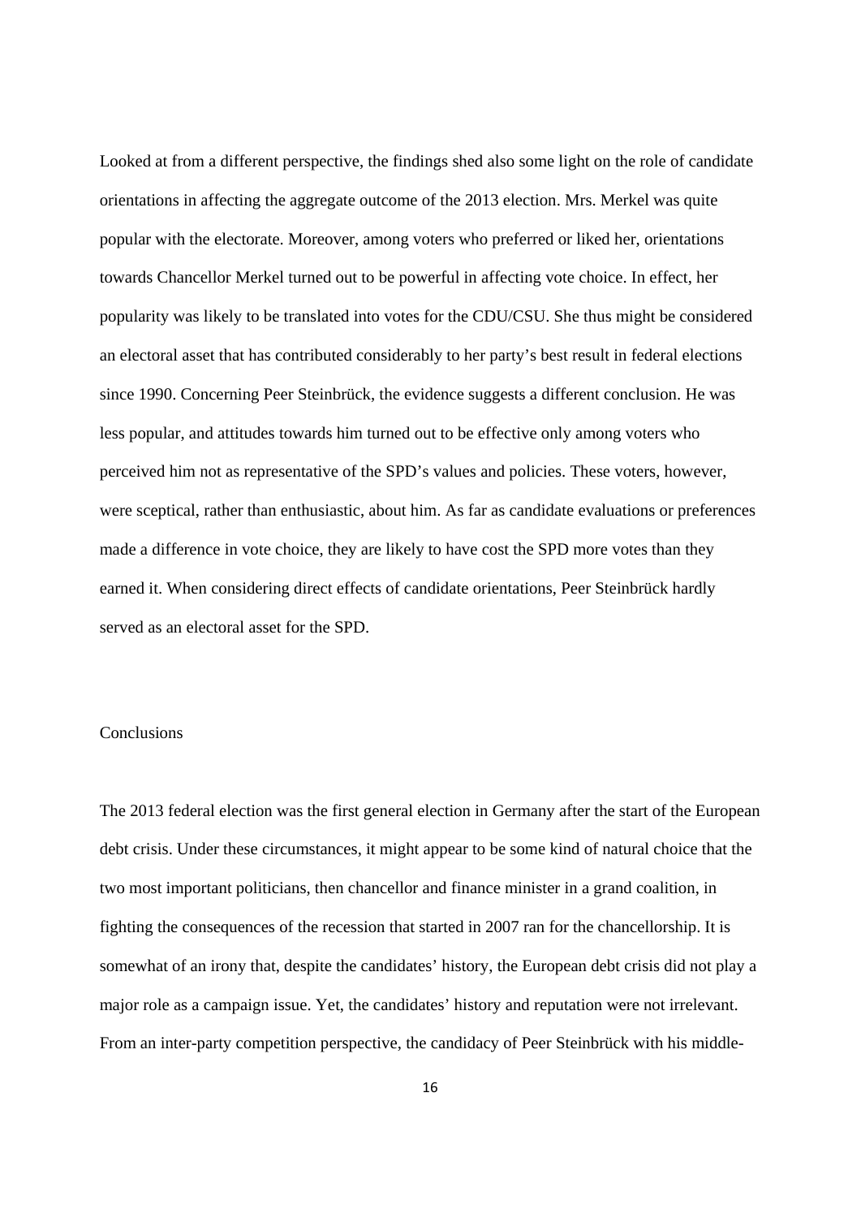Looked at from a different perspective, the findings shed also some light on the role of candidate orientations in affecting the aggregate outcome of the 2013 election. Mrs. Merkel was quite popular with the electorate. Moreover, among voters who preferred or liked her, orientations towards Chancellor Merkel turned out to be powerful in affecting vote choice. In effect, her popularity was likely to be translated into votes for the CDU/CSU. She thus might be considered an electoral asset that has contributed considerably to her party's best result in federal elections since 1990. Concerning Peer Steinbrück, the evidence suggests a different conclusion. He was less popular, and attitudes towards him turned out to be effective only among voters who perceived him not as representative of the SPD's values and policies. These voters, however, were sceptical, rather than enthusiastic, about him. As far as candidate evaluations or preferences made a difference in vote choice, they are likely to have cost the SPD more votes than they earned it. When considering direct effects of candidate orientations, Peer Steinbrück hardly served as an electoral asset for the SPD.

## Conclusions

The 2013 federal election was the first general election in Germany after the start of the European debt crisis. Under these circumstances, it might appear to be some kind of natural choice that the two most important politicians, then chancellor and finance minister in a grand coalition, in fighting the consequences of the recession that started in 2007 ran for the chancellorship. It is somewhat of an irony that, despite the candidates' history, the European debt crisis did not play a major role as a campaign issue. Yet, the candidates' history and reputation were not irrelevant. From an inter-party competition perspective, the candidacy of Peer Steinbrück with his middle-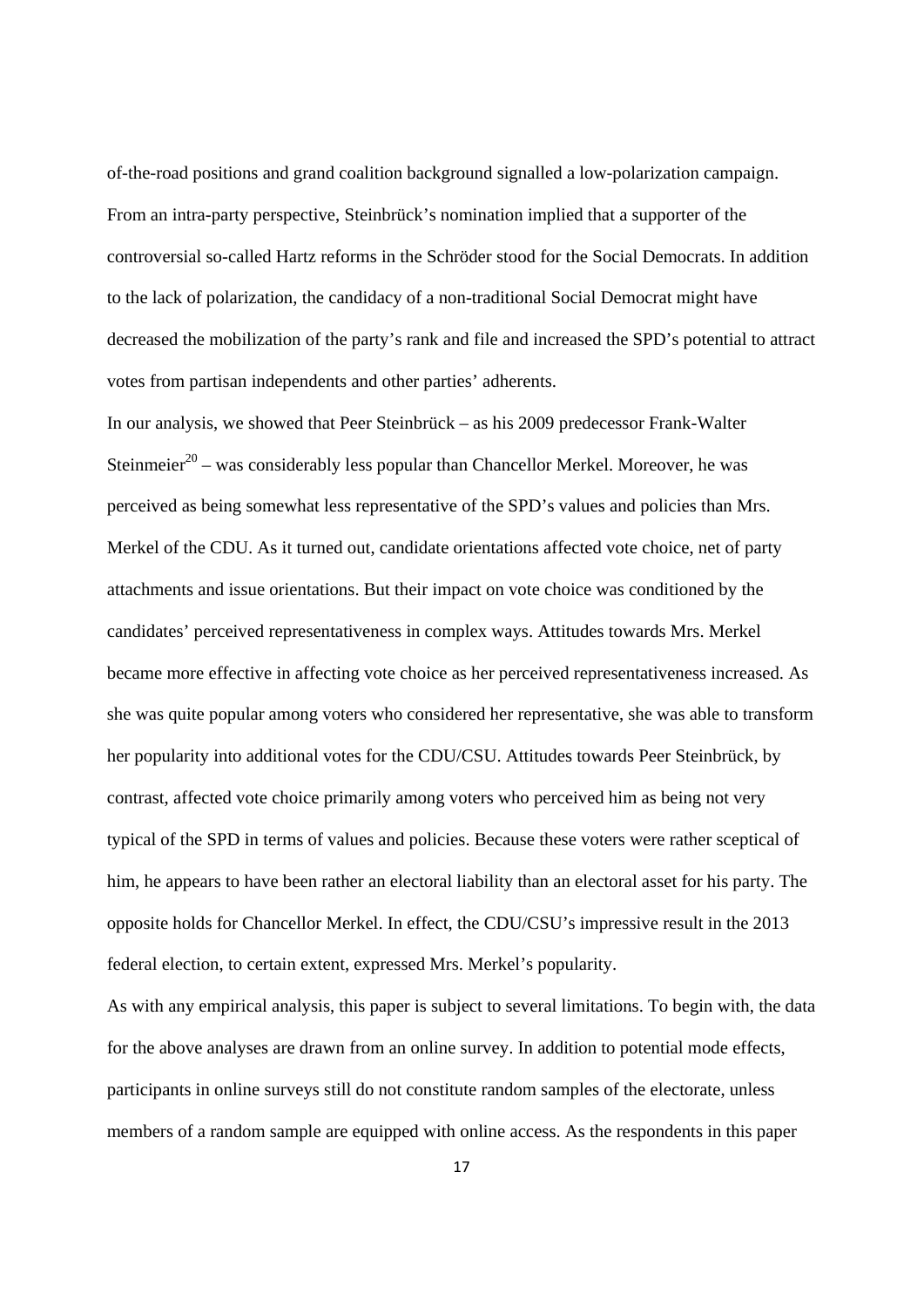of-the-road positions and grand coalition background signalled a low-polarization campaign. From an intra-party perspective, Steinbrück's nomination implied that a supporter of the controversial so-called Hartz reforms in the Schröder stood for the Social Democrats. In addition to the lack of polarization, the candidacy of a non-traditional Social Democrat might have decreased the mobilization of the party's rank and file and increased the SPD's potential to attract votes from partisan independents and other parties' adherents.

In our analysis, we showed that Peer Steinbrück – as his 2009 predecessor Frank-Walter Steinmeier[20] – was considerably less popular than Chancellor Merkel. Moreover, he was perceived as being somewhat less representative of the SPD's values and policies than Mrs. Merkel of the CDU. As it turned out, candidate orientations affected vote choice, net of party attachments and issue orientations. But their impact on vote choice was conditioned by the candidates' perceived representativeness in complex ways. Attitudes towards Mrs. Merkel became more effective in affecting vote choice as her perceived representativeness increased. As she was quite popular among voters who considered her representative, she was able to transform her popularity into additional votes for the CDU/CSU. Attitudes towards Peer Steinbrück, by contrast, affected vote choice primarily among voters who perceived him as being not very typical of the SPD in terms of values and policies. Because these voters were rather sceptical of him, he appears to have been rather an electoral liability than an electoral asset for his party. The opposite holds for Chancellor Merkel. In effect, the CDU/CSU's impressive result in the 2013 federal election, to certain extent, expressed Mrs. Merkel's popularity.

As with any empirical analysis, this paper is subject to several limitations. To begin with, the data for the above analyses are drawn from an online survey. In addition to potential mode effects, participants in online surveys still do not constitute random samples of the electorate, unless members of a random sample are equipped with online access. As the respondents in this paper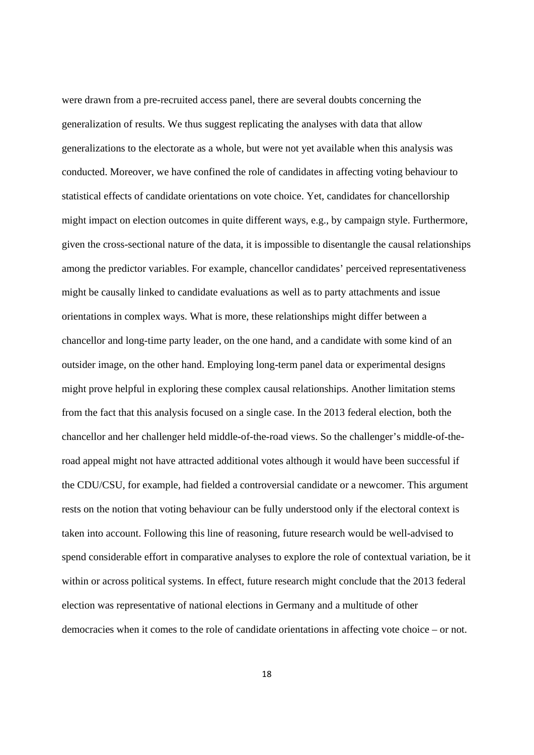were drawn from a pre-recruited access panel, there are several doubts concerning the generalization of results. We thus suggest replicating the analyses with data that allow generalizations to the electorate as a whole, but were not yet available when this analysis was conducted. Moreover, we have confined the role of candidates in affecting voting behaviour to statistical effects of candidate orientations on vote choice. Yet, candidates for chancellorship might impact on election outcomes in quite different ways, e.g., by campaign style. Furthermore, given the cross-sectional nature of the data, it is impossible to disentangle the causal relationships among the predictor variables. For example, chancellor candidates' perceived representativeness might be causally linked to candidate evaluations as well as to party attachments and issue orientations in complex ways. What is more, these relationships might differ between a chancellor and long-time party leader, on the one hand, and a candidate with some kind of an outsider image, on the other hand. Employing long-term panel data or experimental designs might prove helpful in exploring these complex causal relationships. Another limitation stems from the fact that this analysis focused on a single case. In the 2013 federal election, both the chancellor and her challenger held middle-of-the-road views. So the challenger's middle-of-the-road appeal might not have attracted additional votes although it would have been successful if the CDU/CSU, for example, had fielded a controversial candidate or a newcomer. This argument rests on the notion that voting behaviour can be fully understood only if the electoral context is taken into account. Following this line of reasoning, future research would be well-advised to spend considerable effort in comparative analyses to explore the role of contextual variation, be it within or across political systems. In effect, future research might conclude that the 2013 federal election was representative of national elections in Germany and a multitude of other democracies when it comes to the role of candidate orientations in affecting vote choice – or not.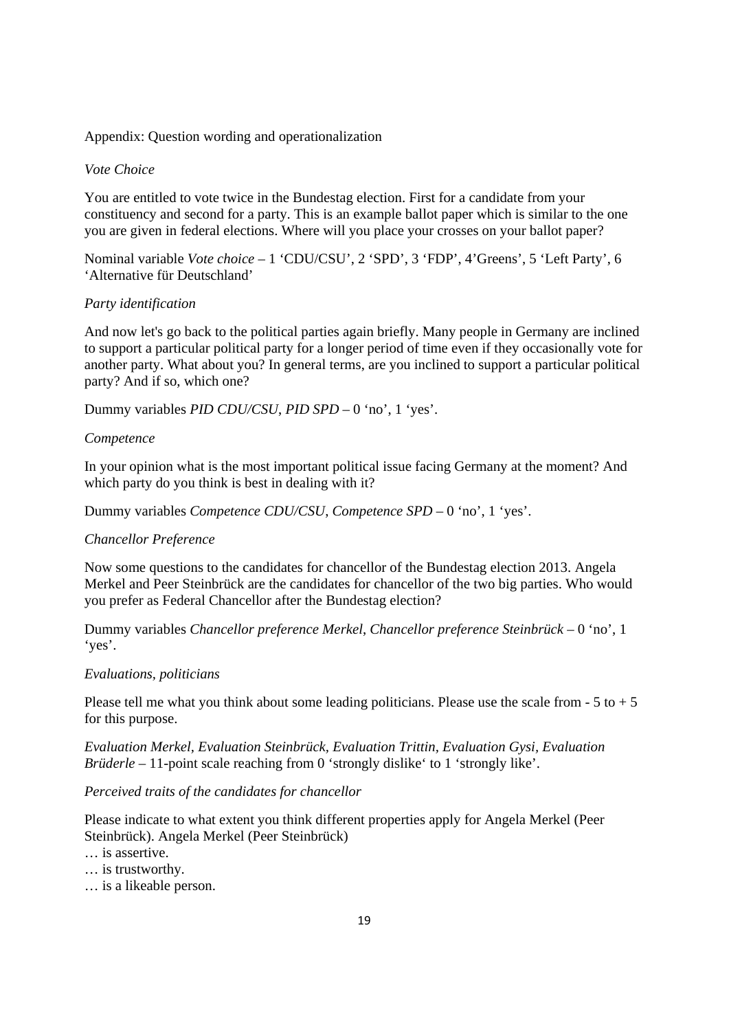Appendix: Question wording and operationalization

*Vote Choice*

You are entitled to vote twice in the Bundestag election. First for a candidate from your constituency and second for a party. This is an example ballot paper which is similar to the one you are given in federal elections. Where will you place your crosses on your ballot paper?

Nominal variable *Vote choice* – 1 'CDU/CSU', 2 'SPD', 3 'FDP', 4'Greens', 5 'Left Party', 6 'Alternative für Deutschland'

*Party identification*

And now let's go back to the political parties again briefly. Many people in Germany are inclined to support a particular political party for a longer period of time even if they occasionally vote for another party. What about you? In general terms, are you inclined to support a particular political party? And if so, which one?

Dummy variables *PID CDU/CSU*, *PID SPD* – 0 'no', 1 'yes'.

*Competence*

In your opinion what is the most important political issue facing Germany at the moment? And which party do you think is best in dealing with it?

Dummy variables *Competence CDU/CSU*, *Competence SPD* – 0 'no', 1 'yes'.

*Chancellor Preference*

Now some questions to the candidates for chancellor of the Bundestag election 2013. Angela Merkel and Peer Steinbrück are the candidates for chancellor of the two big parties. Who would you prefer as Federal Chancellor after the Bundestag election?

Dummy variables *Chancellor preference Merkel*, *Chancellor preference Steinbrück* – 0 'no', 1 'yes'.

*Evaluations, politicians*

Please tell me what you think about some leading politicians. Please use the scale from - 5 to + 5 for this purpose.

*Evaluation Merkel, Evaluation Steinbrück, Evaluation Trittin, Evaluation Gysi, Evaluation Brüderle* – 11-point scale reaching from 0 'strongly dislike' to 1 'strongly like'.

*Perceived traits of the candidates for chancellor*

Please indicate to what extent you think different properties apply for Angela Merkel (Peer Steinbrück). Angela Merkel (Peer Steinbrück)

… is assertive.
… is trustworthy.
… is a likeable person.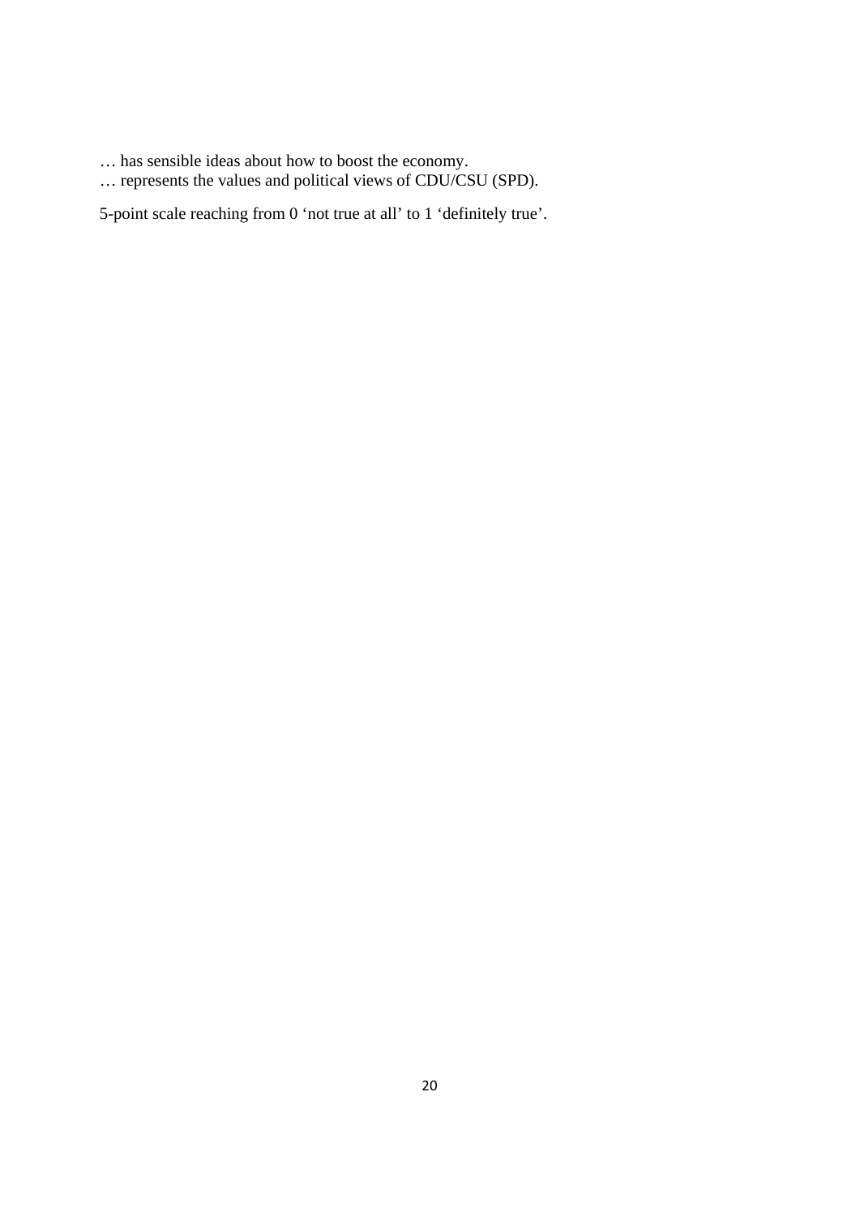… has sensible ideas about how to boost the economy.
… represents the values and political views of CDU/CSU (SPD).

5-point scale reaching from 0 'not true at all' to 1 'definitely true'.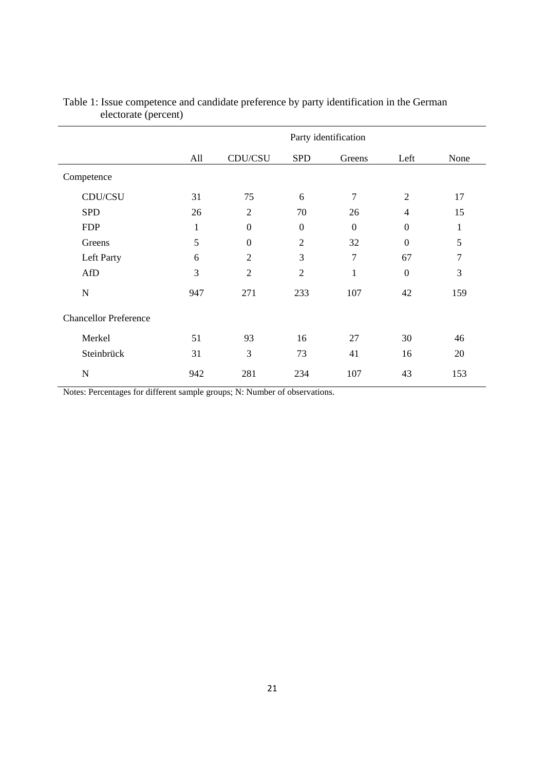Table 1: Issue competence and candidate preference by party identification in the German electorate (percent)

| | | Party identification | | | | |
|---|---|---|---|---|---|---|
| | All | CDU/CSU | SPD | Greens | Left | None |
| Competence | | | | | | |
| CDU/CSU | 31 | 75 | 6 | 7 | 2 | 17 |
| SPD | 26 | 2 | 70 | 26 | 4 | 15 |
| FDP | 1 | 0 | 0 | 0 | 0 | 1 |
| Greens | 5 | 0 | 2 | 32 | 0 | 5 |
| Left Party | 6 | 2 | 3 | 7 | 67 | 7 |
| AfD | 3 | 2 | 2 | 1 | 0 | 3 |
| N | 947 | 271 | 233 | 107 | 42 | 159 |
| Chancellor Preference | | | | | | |
| Merkel | 51 | 93 | 16 | 27 | 30 | 46 |
| Steinbrück | 31 | 3 | 73 | 41 | 16 | 20 |
| N | 942 | 281 | 234 | 107 | 43 | 153 |

Notes: Percentages for different sample groups; N: Number of observations.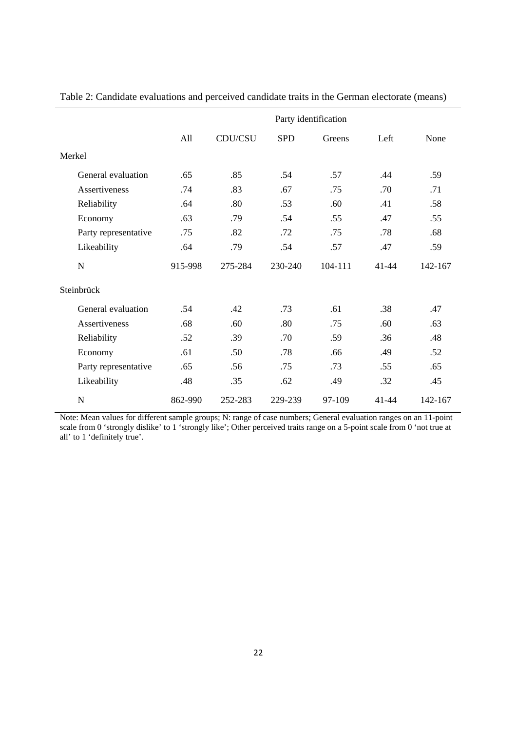Table 2: Candidate evaluations and perceived candidate traits in the German electorate (means)

| | | Party identification | | | | |
|---|---|---|---|---|---|---|
| | All | CDU/CSU | SPD | Greens | Left | None |
| Merkel | | | | | | |
| General evaluation | .65 | .85 | .54 | .57 | .44 | .59 |
| Assertiveness | .74 | .83 | .67 | .75 | .70 | .71 |
| Reliability | .64 | .80 | .53 | .60 | .41 | .58 |
| Economy | .63 | .79 | .54 | .55 | .47 | .55 |
| Party representative | .75 | .82 | .72 | .75 | .78 | .68 |
| Likeability | .64 | .79 | .54 | .57 | .47 | .59 |
| N | 915-998 | 275-284 | 230-240 | 104-111 | 41-44 | 142-167 |
| Steinbrück | | | | | | |
| General evaluation | .54 | .42 | .73 | .61 | .38 | .47 |
| Assertiveness | .68 | .60 | .80 | .75 | .60 | .63 |
| Reliability | .52 | .39 | .70 | .59 | .36 | .48 |
| Economy | .61 | .50 | .78 | .66 | .49 | .52 |
| Party representative | .65 | .56 | .75 | .73 | .55 | .65 |
| Likeability | .48 | .35 | .62 | .49 | .32 | .45 |
| N | 862-990 | 252-283 | 229-239 | 97-109 | 41-44 | 142-167 |

Note: Mean values for different sample groups; N: range of case numbers; General evaluation ranges on an 11-point scale from 0 'strongly dislike' to 1 'strongly like'; Other perceived traits range on a 5-point scale from 0 'not true at all' to 1 'definitely true'.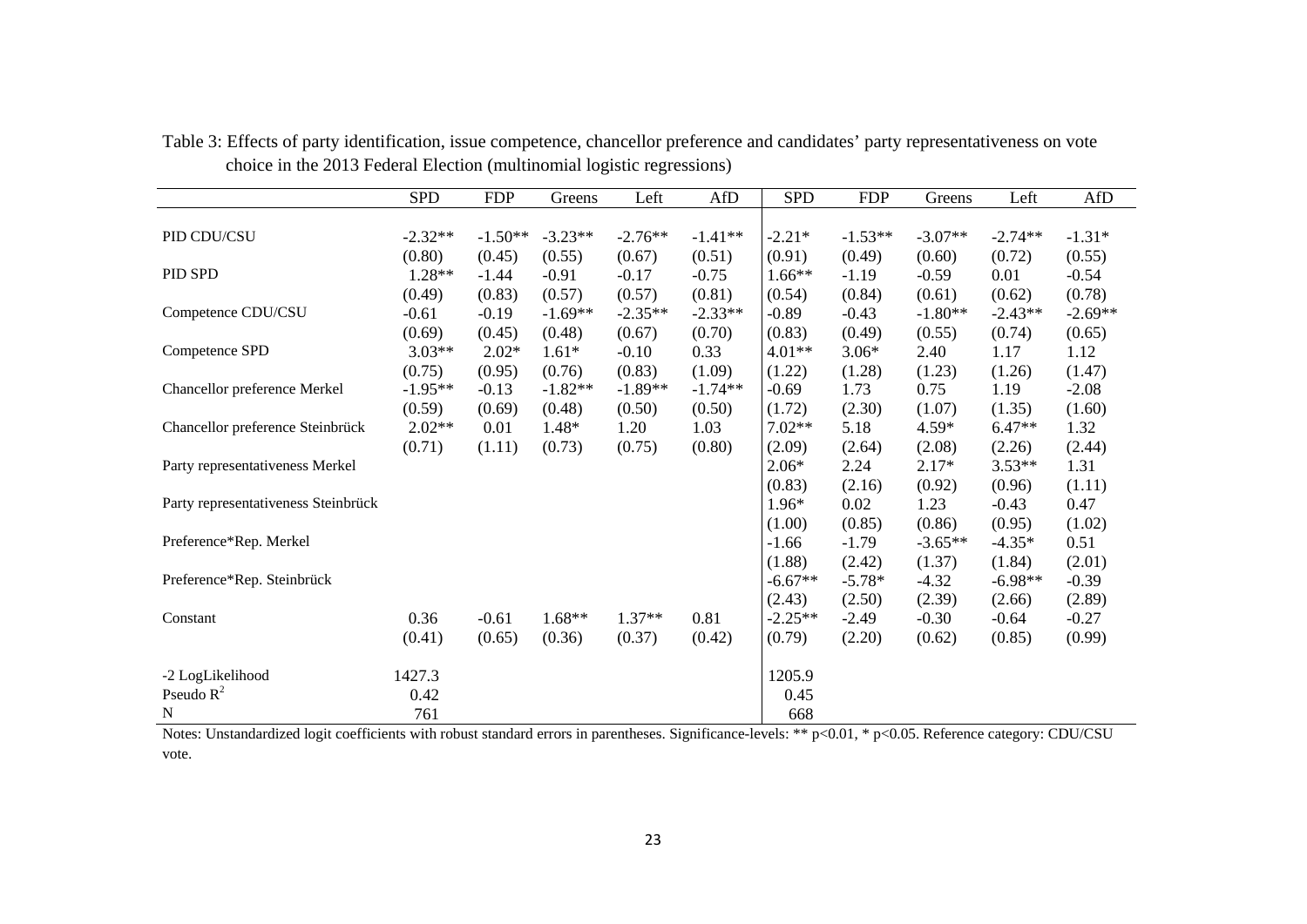Table 3: Effects of party identification, issue competence, chancellor preference and candidates' party representativeness on vote choice in the 2013 Federal Election (multinomial logistic regressions)

| | SPD | FDP | Greens | Left | AfD | SPD | FDP | Greens | Left | AfD |
|---|---|---|---|---|---|---|---|---|---|---|
| PID CDU/CSU | -2.32** | -1.50** | -3.23** | -2.76** | -1.41** | -2.21* | -1.53** | -3.07** | -2.74** | -1.31* |
| | (0.80) | (0.45) | (0.55) | (0.67) | (0.51) | (0.91) | (0.49) | (0.60) | (0.72) | (0.55) |
| PID SPD | 1.28** | -1.44 | -0.91 | -0.17 | -0.75 | 1.66** | -1.19 | -0.59 | 0.01 | -0.54 |
| | (0.49) | (0.83) | (0.57) | (0.57) | (0.81) | (0.54) | (0.84) | (0.61) | (0.62) | (0.78) |
| Competence CDU/CSU | -0.61 | -0.19 | -1.69** | -2.35** | -2.33** | -0.89 | -0.43 | -1.80** | -2.43** | -2.69** |
| | (0.69) | (0.45) | (0.48) | (0.67) | (0.70) | (0.83) | (0.49) | (0.55) | (0.74) | (0.65) |
| Competence SPD | 3.03** | 2.02* | 1.61* | -0.10 | 0.33 | 4.01** | 3.06* | 2.40 | 1.17 | 1.12 |
| | (0.75) | (0.95) | (0.76) | (0.83) | (1.09) | (1.22) | (1.28) | (1.23) | (1.26) | (1.47) |
| Chancellor preference Merkel | -1.95** | -0.13 | -1.82** | -1.89** | -1.74** | -0.69 | 1.73 | 0.75 | 1.19 | -2.08 |
| | (0.59) | (0.69) | (0.48) | (0.50) | (0.50) | (1.72) | (2.30) | (1.07) | (1.35) | (1.60) |
| Chancellor preference Steinbrück | 2.02** | 0.01 | 1.48* | 1.20 | 1.03 | 7.02** | 5.18 | 4.59* | 6.47** | 1.32 |
| | (0.71) | (1.11) | (0.73) | (0.75) | (0.80) | (2.09) | (2.64) | (2.08) | (2.26) | (2.44) |
| Party representativeness Merkel | | | | | | 2.06* | 2.24 | 2.17* | 3.53** | 1.31 |
| | | | | | | (0.83) | (2.16) | (0.92) | (0.96) | (1.11) |
| Party representativeness Steinbrück | | | | | | 1.96* | 0.02 | 1.23 | -0.43 | 0.47 |
| | | | | | | (1.00) | (0.85) | (0.86) | (0.95) | (1.02) |
| Preference*Rep. Merkel | | | | | | -1.66 | -1.79 | -3.65** | -4.35* | 0.51 |
| | | | | | | (1.88) | (2.42) | (1.37) | (1.84) | (2.01) |
| Preference*Rep. Steinbrück | | | | | | -6.67** | -5.78* | -4.32 | -6.98** | -0.39 |
| | | | | | | (2.43) | (2.50) | (2.39) | (2.66) | (2.89) |
| Constant | 0.36 | -0.61 | 1.68** | 1.37** | 0.81 | -2.25** | -2.49 | -0.30 | -0.64 | -0.27 |
| | (0.41) | (0.65) | (0.36) | (0.37) | (0.42) | (0.79) | (2.20) | (0.62) | (0.85) | (0.99) |
| -2 LogLikelihood | 1427.3 | | | | | 1205.9 | | | | |
| Pseudo $R^2$ | 0.42 | | | | | 0.45 | | | | |
| N | 761 | | | | | 668 | | | | |

Notes: Unstandardized logit coefficients with robust standard errors in parentheses. Significance-levels: ** $p<0.01$, * $p<0.05$. Reference category: CDU/CSU vote.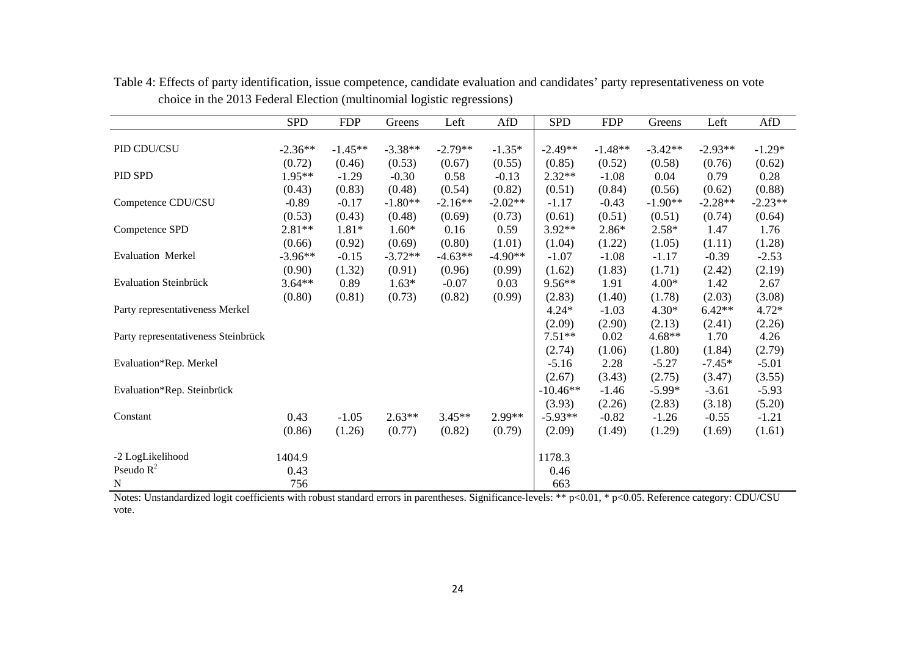Table 4: Effects of party identification, issue competence, candidate evaluation and candidates' party representativeness on vote choice in the 2013 Federal Election (multinomial logistic regressions)

| | SPD | FDP | Greens | Left | AfD | SPD | FDP | Greens | Left | AfD |
|---|---|---|---|---|---|---|---|---|---|---|
| PID CDU/CSU | -2.36** | -1.45** | -3.38** | -2.79** | -1.35* | -2.49** | -1.48** | -3.42** | -2.93** | -1.29* |
| | (0.72) | (0.46) | (0.53) | (0.67) | (0.55) | (0.85) | (0.52) | (0.58) | (0.76) | (0.62) |
| PID SPD | 1.95** | -1.29 | -0.30 | 0.58 | -0.13 | 2.32** | -1.08 | 0.04 | 0.79 | 0.28 |
| | (0.43) | (0.83) | (0.48) | (0.54) | (0.82) | (0.51) | (0.84) | (0.56) | (0.62) | (0.88) |
| Competence CDU/CSU | -0.89 | -0.17 | -1.80** | -2.16** | -2.02** | -1.17 | -0.43 | -1.90** | -2.28** | -2.23** |
| | (0.53) | (0.43) | (0.48) | (0.69) | (0.73) | (0.61) | (0.51) | (0.51) | (0.74) | (0.64) |
| Competence SPD | 2.81** | 1.81* | 1.60* | 0.16 | 0.59 | 3.92** | 2.86* | 2.58* | 1.47 | 1.76 |
| | (0.66) | (0.92) | (0.69) | (0.80) | (1.01) | (1.04) | (1.22) | (1.05) | (1.11) | (1.28) |
| Evaluation Merkel | -3.96** | -0.15 | -3.72** | -4.63** | -4.90** | -1.07 | -1.08 | -1.17 | -0.39 | -2.53 |
| | (0.90) | (1.32) | (0.91) | (0.96) | (0.99) | (1.62) | (1.83) | (1.71) | (2.42) | (2.19) |
| Evaluation Steinbrück | 3.64** | 0.89 | 1.63* | -0.07 | 0.03 | 9.56** | 1.91 | 4.00* | 1.42 | 2.67 |
| | (0.80) | (0.81) | (0.73) | (0.82) | (0.99) | (2.83) | (1.40) | (1.78) | (2.03) | (3.08) |
| Party representativeness Merkel | | | | | | 4.24* | -1.03 | 4.30* | 6.42** | 4.72* |
| | | | | | | (2.09) | (2.90) | (2.13) | (2.41) | (2.26) |
| Party representativeness Steinbrück | | | | | | 7.51** | 0.02 | 4.68** | 1.70 | 4.26 |
| | | | | | | (2.74) | (1.06) | (1.80) | (1.84) | (2.79) |
| Evaluation*Rep. Merkel | | | | | | -5.16 | 2.28 | -5.27 | -7.45* | -5.01 |
| | | | | | | (2.67) | (3.43) | (2.75) | (3.47) | (3.55) |
| Evaluation*Rep. Steinbrück | | | | | | -10.46** | -1.46 | -5.99* | -3.61 | -5.93 |
| | | | | | | (3.93) | (2.26) | (2.83) | (3.18) | (5.20) |
| Constant | 0.43 | -1.05 | 2.63** | 3.45** | 2.99** | -5.93** | -0.82 | -1.26 | -0.55 | -1.21 |
| | (0.86) | (1.26) | (0.77) | (0.82) | (0.79) | (2.09) | (1.49) | (1.29) | (1.69) | (1.61) |
| -2 LogLikelihood | 1404.9 | | | | | 1178.3 | | | | |
| Pseudo $R^2$ | 0.43 | | | | | 0.46 | | | | |
| N | 756 | | | | | 663 | | | | |

Notes: Unstandardized logit coefficients with robust standard errors in parentheses. Significance-levels: ** $p<0.01$, * $p<0.05$. Reference category: CDU/CSU vote.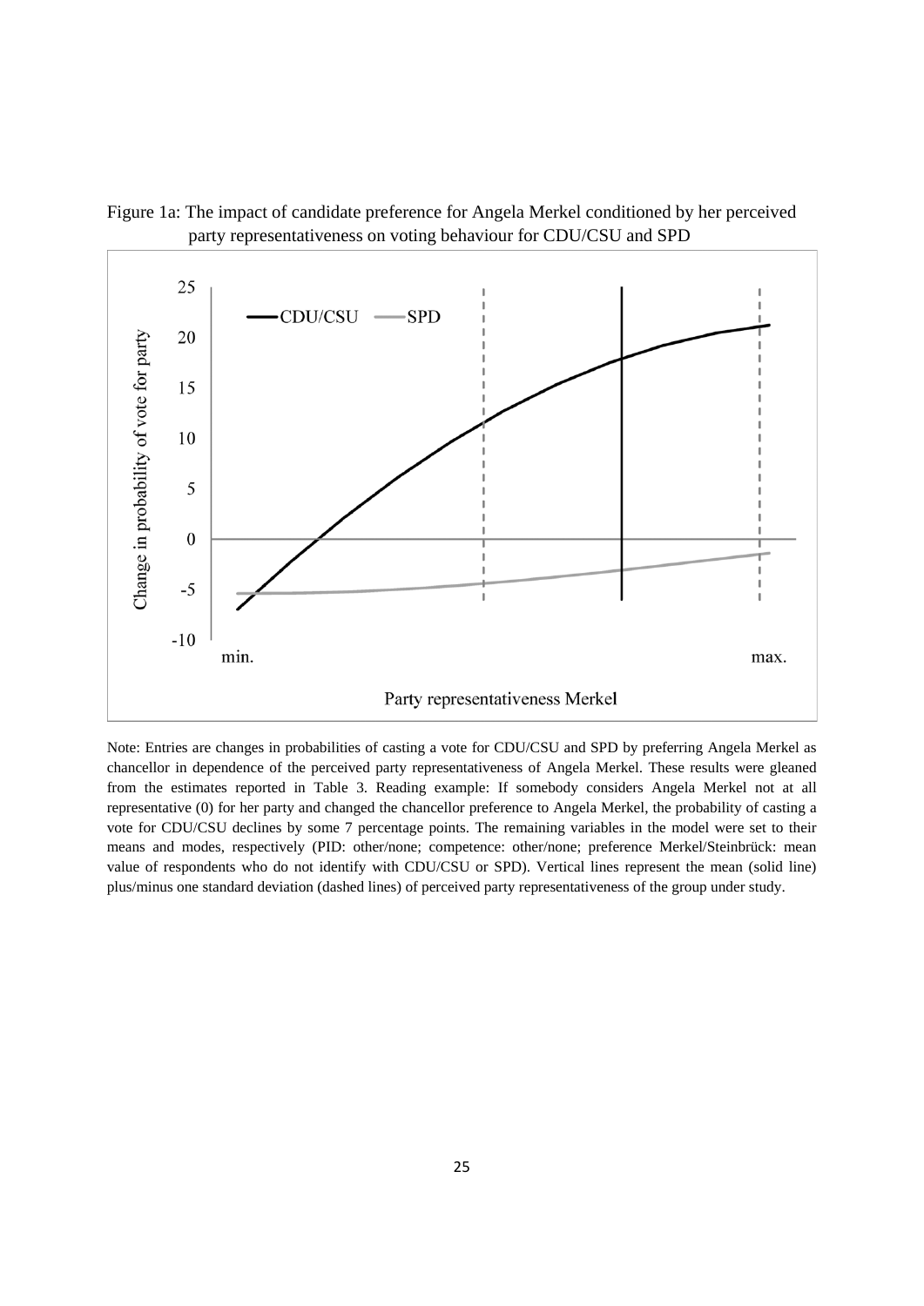Figure 1a: The impact of candidate preference for Angela Merkel conditioned by her perceived party representativeness on voting behaviour for CDU/CSU and SPD

Note: Entries are changes in probabilities of casting a vote for CDU/CSU and SPD by preferring Angela Merkel as chancellor in dependence of the perceived party representativeness of Angela Merkel. These results were gleaned from the estimates reported in Table 3. Reading example: If somebody considers Angela Merkel not at all representative (0) for her party and changed the chancellor preference to Angela Merkel, the probability of casting a vote for CDU/CSU declines by some 7 percentage points. The remaining variables in the model were set to their means and modes, respectively (PID: other/none; competence: other/none; preference Merkel/Steinbrück: mean value of respondents who do not identify with CDU/CSU or SPD). Vertical lines represent the mean (solid line) plus/minus one standard deviation (dashed lines) of perceived party representativeness of the group under study.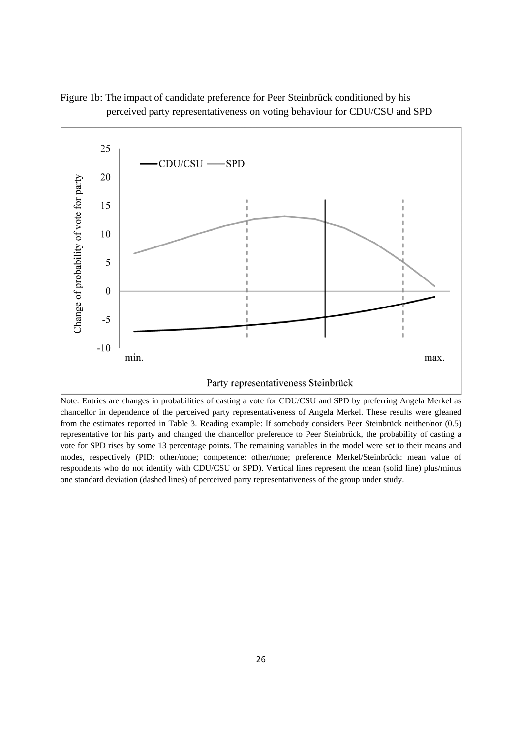Figure 1b: The impact of candidate preference for Peer Steinbrück conditioned by his perceived party representativeness on voting behaviour for CDU/CSU and SPD

Note: Entries are changes in probabilities of casting a vote for CDU/CSU and SPD by preferring Angela Merkel as chancellor in dependence of the perceived party representativeness of Angela Merkel. These results were gleaned from the estimates reported in Table 3. Reading example: If somebody considers Peer Steinbrück neither/nor (0.5) representative for his party and changed the chancellor preference to Peer Steinbrück, the probability of casting a vote for SPD rises by some 13 percentage points. The remaining variables in the model were set to their means and modes, respectively (PID: other/none; competence: other/none; preference Merkel/Steinbrück: mean value of respondents who do not identify with CDU/CSU or SPD). Vertical lines represent the mean (solid line) plus/minus one standard deviation (dashed lines) of perceived party representativeness of the group under study.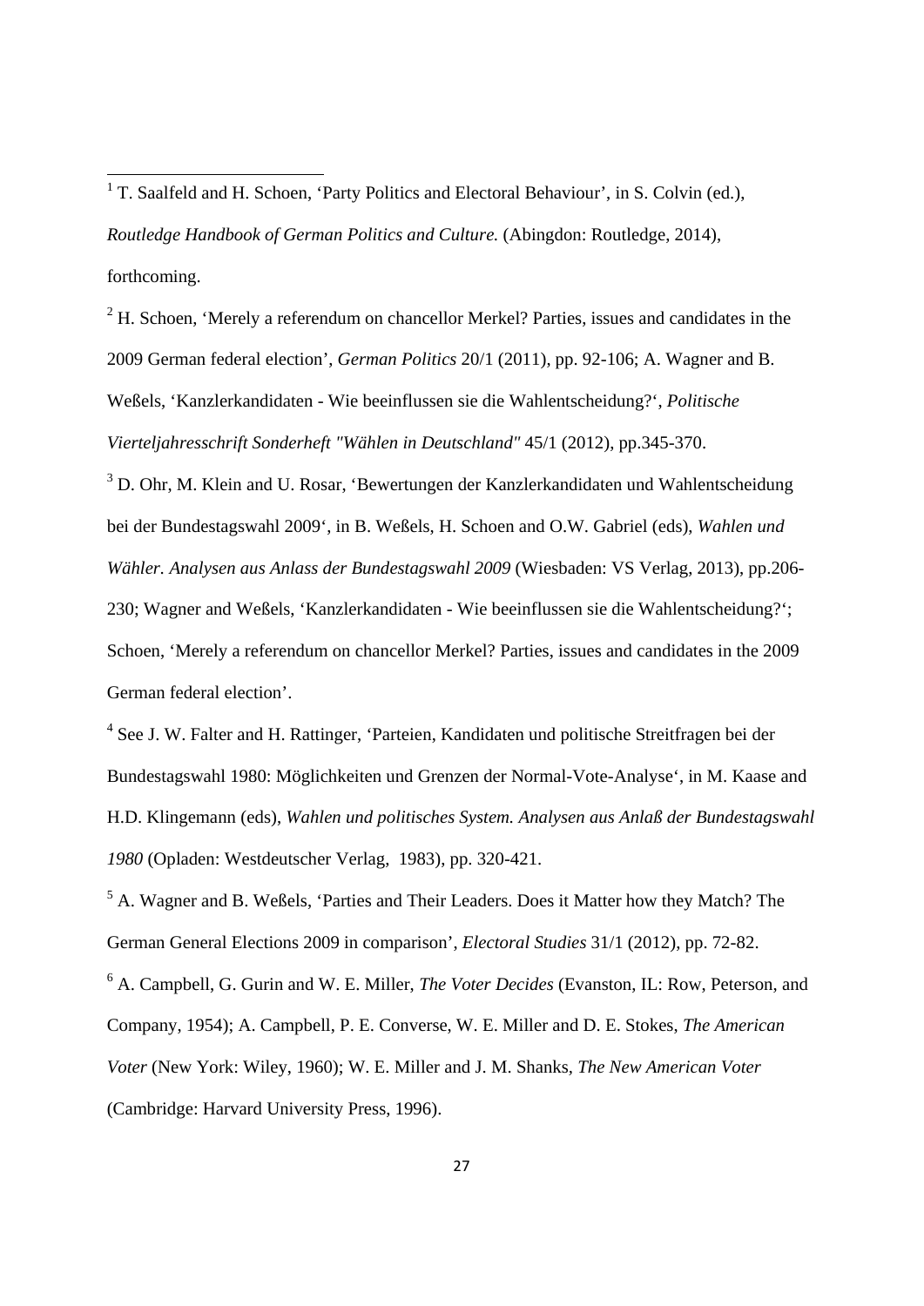[1] T. Saalfeld and H. Schoen, 'Party Politics and Electoral Behaviour', in S. Colvin (ed.), *Routledge Handbook of German Politics and Culture.* (Abingdon: Routledge, 2014), forthcoming.

[2] H. Schoen, 'Merely a referendum on chancellor Merkel? Parties, issues and candidates in the 2009 German federal election', *German Politics* 20/1 (2011), pp. 92-106; A. Wagner and B. Weßels, 'Kanzlerkandidaten - Wie beeinflussen sie die Wahlentscheidung?', *Politische Vierteljahresschrift Sonderheft "Wählen in Deutschland"* 45/1 (2012), pp.345-370.

[3] D. Ohr, M. Klein and U. Rosar, 'Bewertungen der Kanzlerkandidaten und Wahlentscheidung bei der Bundestagswahl 2009', in B. Weßels, H. Schoen and O.W. Gabriel (eds), *Wahlen und Wähler. Analysen aus Anlass der Bundestagswahl 2009* (Wiesbaden: VS Verlag, 2013), pp.206-230; Wagner and Weßels, 'Kanzlerkandidaten - Wie beeinflussen sie die Wahlentscheidung?'; Schoen, 'Merely a referendum on chancellor Merkel? Parties, issues and candidates in the 2009 German federal election'.

[4] See J. W. Falter and H. Rattinger, 'Parteien, Kandidaten und politische Streitfragen bei der Bundestagswahl 1980: Möglichkeiten und Grenzen der Normal-Vote-Analyse', in M. Kaase and H.D. Klingemann (eds), *Wahlen und politisches System. Analysen aus Anlaß der Bundestagswahl 1980* (Opladen: Westdeutscher Verlag, 1983), pp. 320-421.

[5] A. Wagner and B. Weßels, 'Parties and Their Leaders. Does it Matter how they Match? The German General Elections 2009 in comparison', *Electoral Studies* 31/1 (2012), pp. 72-82.

[6] A. Campbell, G. Gurin and W. E. Miller, *The Voter Decides* (Evanston, IL: Row, Peterson, and Company, 1954); A. Campbell, P. E. Converse, W. E. Miller and D. E. Stokes, *The American Voter* (New York: Wiley, 1960); W. E. Miller and J. M. Shanks, *The New American Voter* (Cambridge: Harvard University Press, 1996).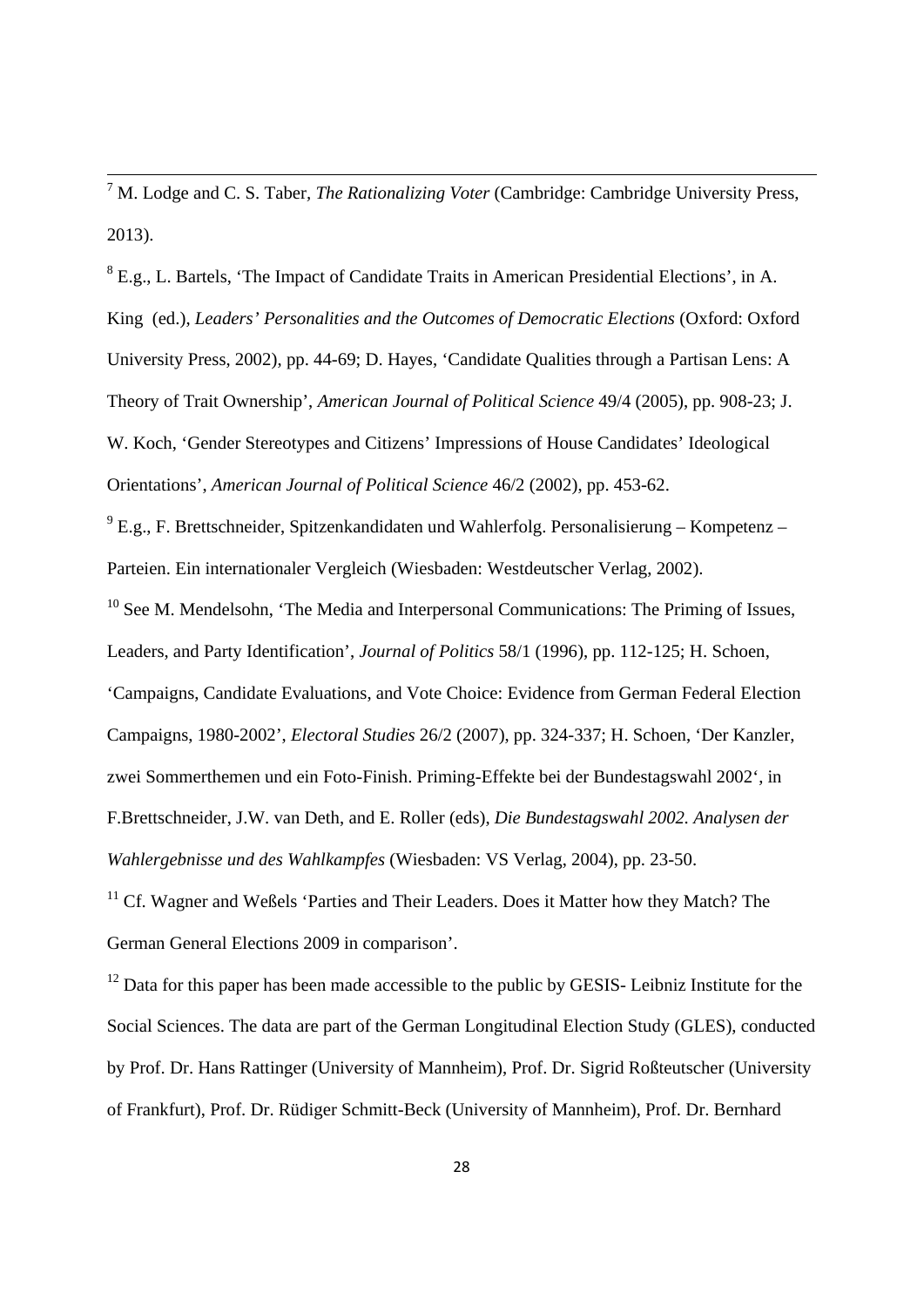[7] M. Lodge and C. S. Taber, *The Rationalizing Voter* (Cambridge: Cambridge University Press, 2013).

[8] E.g., L. Bartels, 'The Impact of Candidate Traits in American Presidential Elections', in A. King (ed.), *Leaders' Personalities and the Outcomes of Democratic Elections* (Oxford: Oxford University Press, 2002), pp. 44-69; D. Hayes, 'Candidate Qualities through a Partisan Lens: A Theory of Trait Ownership', *American Journal of Political Science* 49/4 (2005), pp. 908-23; J. W. Koch, 'Gender Stereotypes and Citizens' Impressions of House Candidates' Ideological Orientations', *American Journal of Political Science* 46/2 (2002), pp. 453-62.

[9] E.g., F. Brettschneider, Spitzenkandidaten und Wahlerfolg. Personalisierung – Kompetenz – Parteien. Ein internationaler Vergleich (Wiesbaden: Westdeutscher Verlag, 2002).

[10] See M. Mendelsohn, 'The Media and Interpersonal Communications: The Priming of Issues, Leaders, and Party Identification', *Journal of Politics* 58/1 (1996), pp. 112-125; H. Schoen, 'Campaigns, Candidate Evaluations, and Vote Choice: Evidence from German Federal Election Campaigns, 1980-2002', *Electoral Studies* 26/2 (2007), pp. 324-337; H. Schoen, 'Der Kanzler, zwei Sommerthemen und ein Foto-Finish. Priming-Effekte bei der Bundestagswahl 2002', in F.Brettschneider, J.W. van Deth, and E. Roller (eds), *Die Bundestagswahl 2002. Analysen der Wahlergebnisse und des Wahlkampfes* (Wiesbaden: VS Verlag, 2004), pp. 23-50.

[11] Cf. Wagner and Weßels 'Parties and Their Leaders. Does it Matter how they Match? The German General Elections 2009 in comparison'.

[12] Data for this paper has been made accessible to the public by GESIS- Leibniz Institute for the Social Sciences. The data are part of the German Longitudinal Election Study (GLES), conducted by Prof. Dr. Hans Rattinger (University of Mannheim), Prof. Dr. Sigrid Roßteutscher (University of Frankfurt), Prof. Dr. Rüdiger Schmitt-Beck (University of Mannheim), Prof. Dr. Bernhard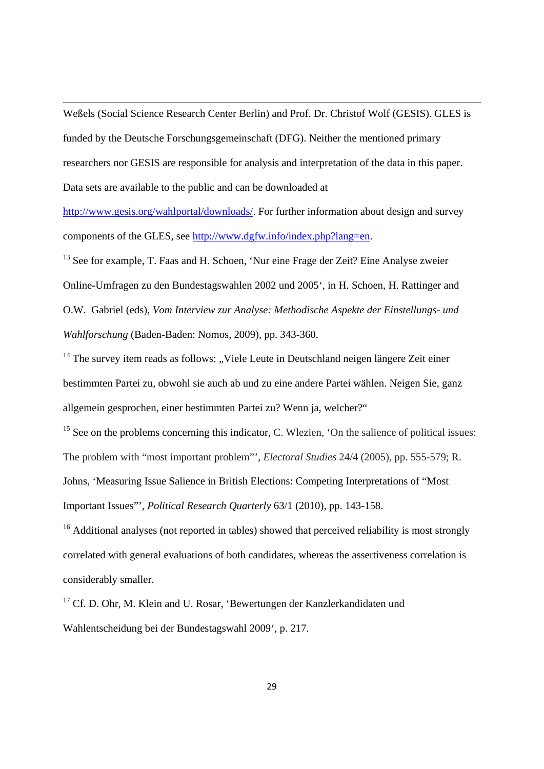Weßels (Social Science Research Center Berlin) and Prof. Dr. Christof Wolf (GESIS). GLES is funded by the Deutsche Forschungsgemeinschaft (DFG). Neither the mentioned primary researchers nor GESIS are responsible for analysis and interpretation of the data in this paper. Data sets are available to the public and can be downloaded at http://www.gesis.org/wahlportal/downloads/. For further information about design and survey components of the GLES, see http://www.dgfw.info/index.php?lang=en.

[13] See for example, T. Faas and H. Schoen, 'Nur eine Frage der Zeit? Eine Analyse zweier Online-Umfragen zu den Bundestagswahlen 2002 und 2005', in H. Schoen, H. Rattinger and O.W. Gabriel (eds), *Vom Interview zur Analyse: Methodische Aspekte der Einstellungs- und Wahlforschung* (Baden-Baden: Nomos, 2009), pp. 343-360.

[14] The survey item reads as follows: „Viele Leute in Deutschland neigen längere Zeit einer bestimmten Partei zu, obwohl sie auch ab und zu eine andere Partei wählen. Neigen Sie, ganz allgemein gesprochen, einer bestimmten Partei zu? Wenn ja, welcher?"

[15] See on the problems concerning this indicator, C. Wlezien, 'On the salience of political issues: The problem with "most important problem"', *Electoral Studies* 24/4 (2005), pp. 555-579; R. Johns, 'Measuring Issue Salience in British Elections: Competing Interpretations of "Most Important Issues"', *Political Research Quarterly* 63/1 (2010), pp. 143-158.

[16] Additional analyses (not reported in tables) showed that perceived reliability is most strongly correlated with general evaluations of both candidates, whereas the assertiveness correlation is considerably smaller.

[17] Cf. D. Ohr, M. Klein and U. Rosar, 'Bewertungen der Kanzlerkandidaten und Wahlentscheidung bei der Bundestagswahl 2009', p. 217.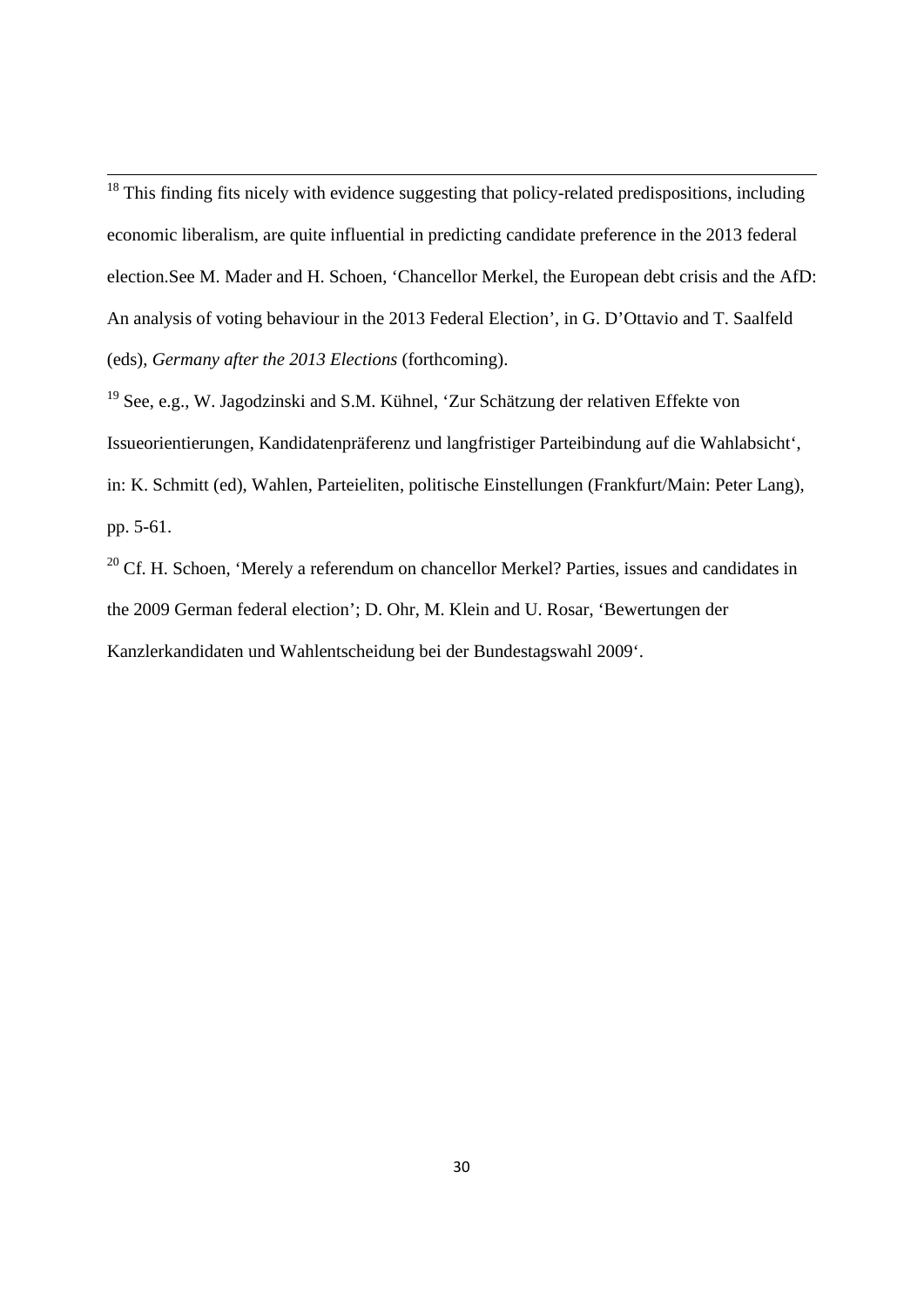[18] This finding fits nicely with evidence suggesting that policy-related predispositions, including economic liberalism, are quite influential in predicting candidate preference in the 2013 federal election.See M. Mader and H. Schoen, 'Chancellor Merkel, the European debt crisis and the AfD: An analysis of voting behaviour in the 2013 Federal Election', in G. D'Ottavio and T. Saalfeld (eds), *Germany after the 2013 Elections* (forthcoming).

[19] See, e.g., W. Jagodzinski and S.M. Kühnel, 'Zur Schätzung der relativen Effekte von Issueorientierungen, Kandidatenpräferenz und langfristiger Parteibindung auf die Wahlabsicht', in: K. Schmitt (ed), Wahlen, Parteieliten, politische Einstellungen (Frankfurt/Main: Peter Lang), pp. 5-61.

[20] Cf. H. Schoen, 'Merely a referendum on chancellor Merkel? Parties, issues and candidates in the 2009 German federal election'; D. Ohr, M. Klein and U. Rosar, 'Bewertungen der Kanzlerkandidaten und Wahlentscheidung bei der Bundestagswahl 2009'.